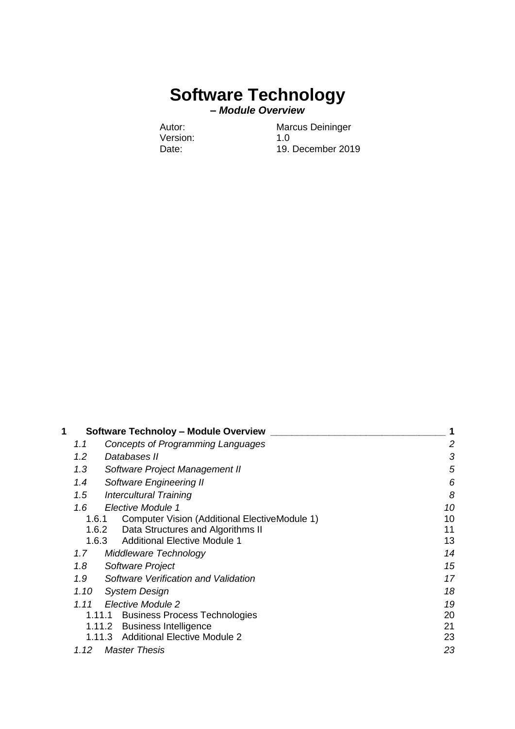# Software Technology

***– Module Overview***

| | |
|---|---|
| Autor: | Marcus Deininger |
| Version: | 1.0 |
| Date: | 19. December 2019 |

**1 Software Technoloy – Module Overview ____________________________ 1**

*1.1 Concepts of Programming Languages 2*

*1.2 Databases II 3*

*1.3 Software Project Management II 5*

*1.4 Software Engineering II 6*

*1.5 Intercultural Training 8*

*1.6 Elective Module 1 10*

1.6.1 Computer Vision (Additional ElectiveModule 1) 10

1.6.2 Data Structures and Algorithms II 11

1.6.3 Additional Elective Module 1 13

*1.7 Middleware Technology 14*

*1.8 Software Project 15*

*1.9 Software Verification and Validation 17*

*1.10 System Design 18*

*1.11 Elective Module 2 19*

1.11.1 Business Process Technologies 20

1.11.2 Business Intelligence 21

1.11.3 Additional Elective Module 2 23

*1.12 Master Thesis 23*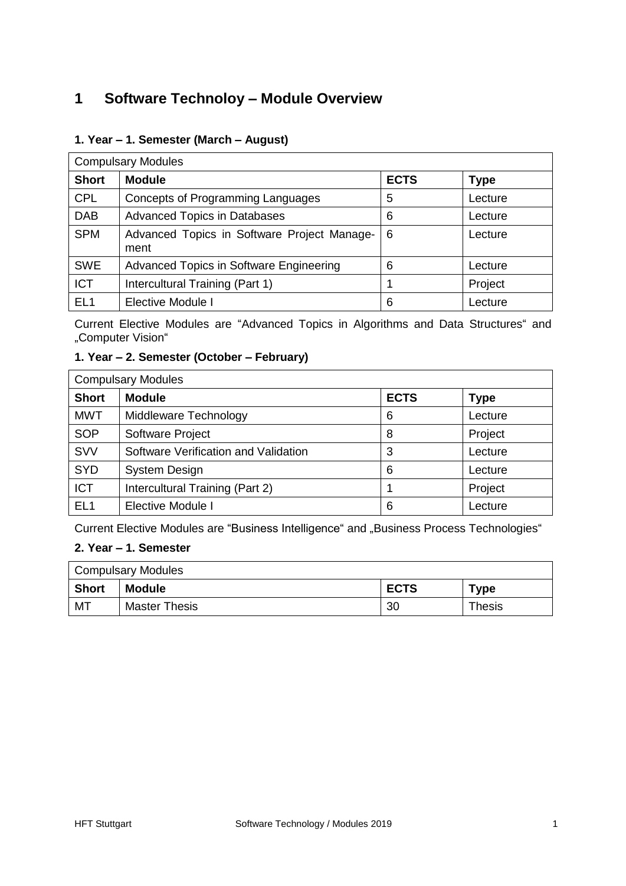# 1 Software Technoloy – Module Overview

### 1. Year – 1. Semester (March – August)

| Compulsary Modules | | | |
|---|---|---|---|
| **Short** | **Module** | **ECTS** | **Type** |
| CPL | Concepts of Programming Languages | 5 | Lecture |
| DAB | Advanced Topics in Databases | 6 | Lecture |
| SPM | Advanced Topics in Software Project Management | 6 | Lecture |
| SWE | Advanced Topics in Software Engineering | 6 | Lecture |
| ICT | Intercultural Training (Part 1) | 1 | Project |
| EL1 | Elective Module I | 6 | Lecture |

Current Elective Modules are "Advanced Topics in Algorithms and Data Structures" and „Computer Vision"

### 1. Year – 2. Semester (October – February)

| Compulsary Modules | | | |
|---|---|---|---|
| **Short** | **Module** | **ECTS** | **Type** |
| MWT | Middleware Technology | 6 | Lecture |
| SOP | Software Project | 8 | Project |
| SVV | Software Verification and Validation | 3 | Lecture |
| SYD | System Design | 6 | Lecture |
| ICT | Intercultural Training (Part 2) | 1 | Project |
| EL1 | Elective Module I | 6 | Lecture |

Current Elective Modules are "Business Intelligence" and „Business Process Technologies"

### 2. Year – 1. Semester

| Compulsary Modules | | | |
|---|---|---|---|
| **Short** | **Module** | **ECTS** | **Type** |
| MT | Master Thesis | 30 | Thesis |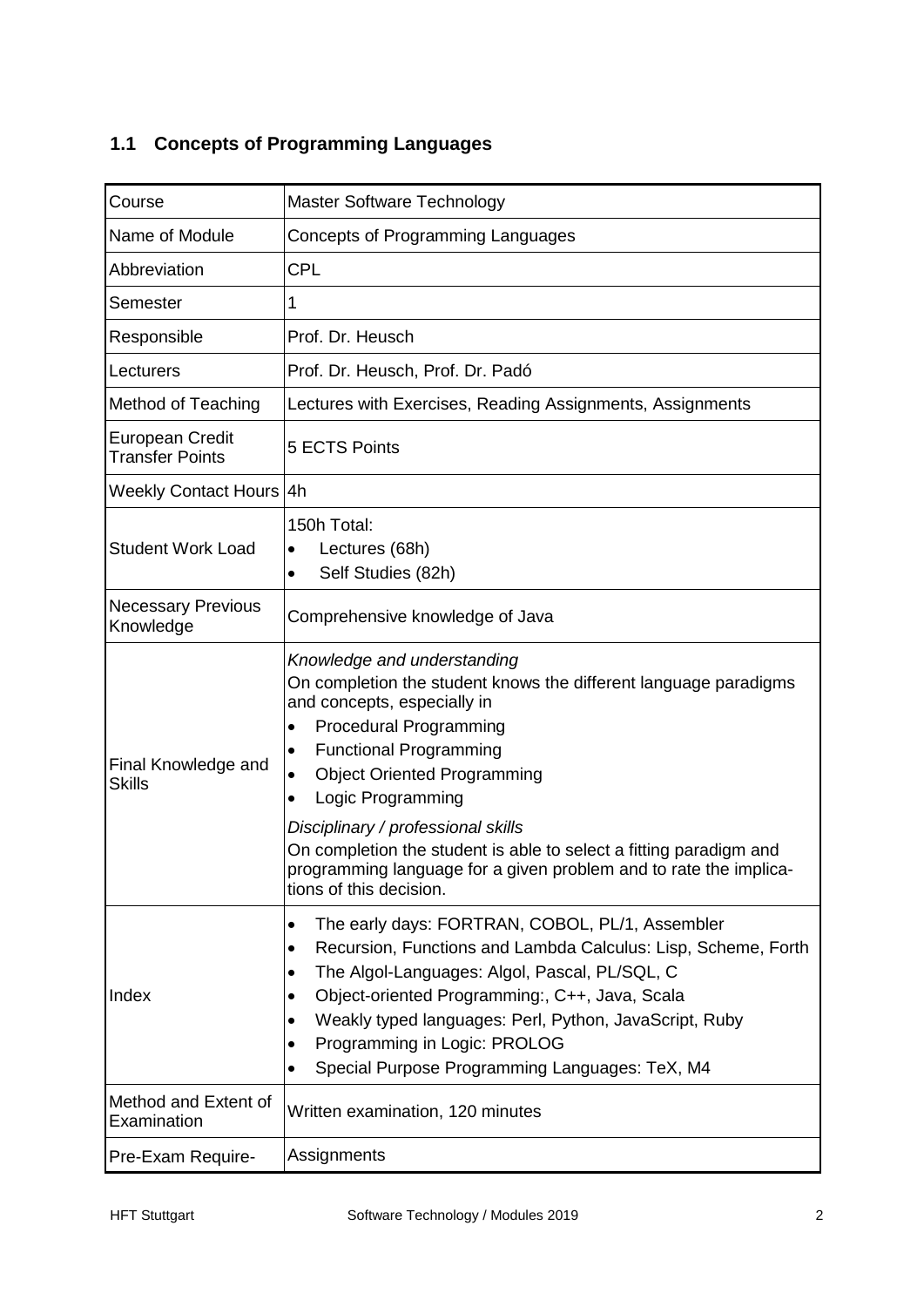## 1.1 Concepts of Programming Languages

| Course | Master Software Technology |
|---|---|
| Name of Module | Concepts of Programming Languages |
| Abbreviation | CPL |
| Semester | 1 |
| Responsible | Prof. Dr. Heusch |
| Lecturers | Prof. Dr. Heusch, Prof. Dr. Padó |
| Method of Teaching | Lectures with Exercises, Reading Assignments, Assignments |
| European Credit Transfer Points | 5 ECTS Points |
| Weekly Contact Hours | 4h |
| Student Work Load | 150h Total:<br>• Lectures (68h)<br>• Self Studies (82h) |
| Necessary Previous Knowledge | Comprehensive knowledge of Java |
| Final Knowledge and Skills | *Knowledge and understanding*<br>On completion the student knows the different language paradigms and concepts, especially in<br>• Procedural Programming<br>• Functional Programming<br>• Object Oriented Programming<br>• Logic Programming<br>*Disciplinary / professional skills*<br>On completion the student is able to select a fitting paradigm and programming language for a given problem and to rate the implications of this decision. |
| Index | • The early days: FORTRAN, COBOL, PL/1, Assembler<br>• Recursion, Functions and Lambda Calculus: Lisp, Scheme, Forth<br>• The Algol-Languages: Algol, Pascal, PL/SQL, C<br>• Object-oriented Programming:, C++, Java, Scala<br>• Weakly typed languages: Perl, Python, JavaScript, Ruby<br>• Programming in Logic: PROLOG<br>• Special Purpose Programming Languages: TeX, M4 |
| Method and Extent of Examination | Written examination, 120 minutes |
| Pre-Exam Require- | Assignments |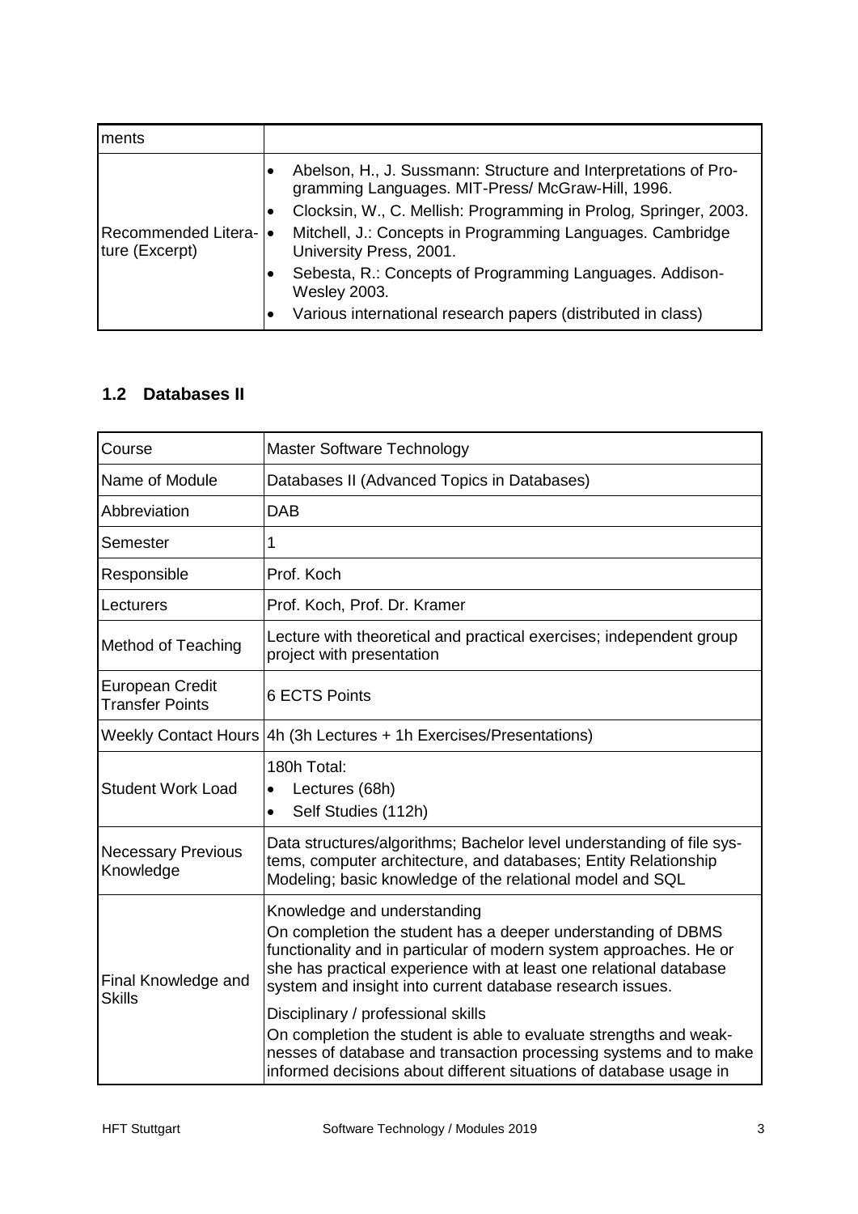| ments | |
|---|---|
| Recommended Literature (Excerpt) | • Abelson, H., J. Sussmann: Structure and Interpretations of Programming Languages. MIT-Press/ McGraw-Hill, 1996.<br>• Clocksin, W., C. Mellish: Programming in Prolog, Springer, 2003.<br>• Mitchell, J.: Concepts in Programming Languages. Cambridge University Press, 2001.<br>• Sebesta, R.: Concepts of Programming Languages. Addison-Wesley 2003.<br>• Various international research papers (distributed in class) |

## 1.2 Databases II

| Course | Master Software Technology |
|---|---|
| Name of Module | Databases II (Advanced Topics in Databases) |
| Abbreviation | DAB |
| Semester | 1 |
| Responsible | Prof. Koch |
| Lecturers | Prof. Koch, Prof. Dr. Kramer |
| Method of Teaching | Lecture with theoretical and practical exercises; independent group project with presentation |
| European Credit Transfer Points | 6 ECTS Points |
| Weekly Contact Hours | 4h (3h Lectures + 1h Exercises/Presentations) |
| Student Work Load | 180h Total:<br>• Lectures (68h)<br>• Self Studies (112h) |
| Necessary Previous Knowledge | Data structures/algorithms; Bachelor level understanding of file systems, computer architecture, and databases; Entity Relationship Modeling; basic knowledge of the relational model and SQL |
| Final Knowledge and Skills | Knowledge and understanding<br>On completion the student has a deeper understanding of DBMS functionality and in particular of modern system approaches. He or she has practical experience with at least one relational database system and insight into current database research issues.<br><br>Disciplinary / professional skills<br>On completion the student is able to evaluate strengths and weaknesses of database and transaction processing systems and to make informed decisions about different situations of database usage in |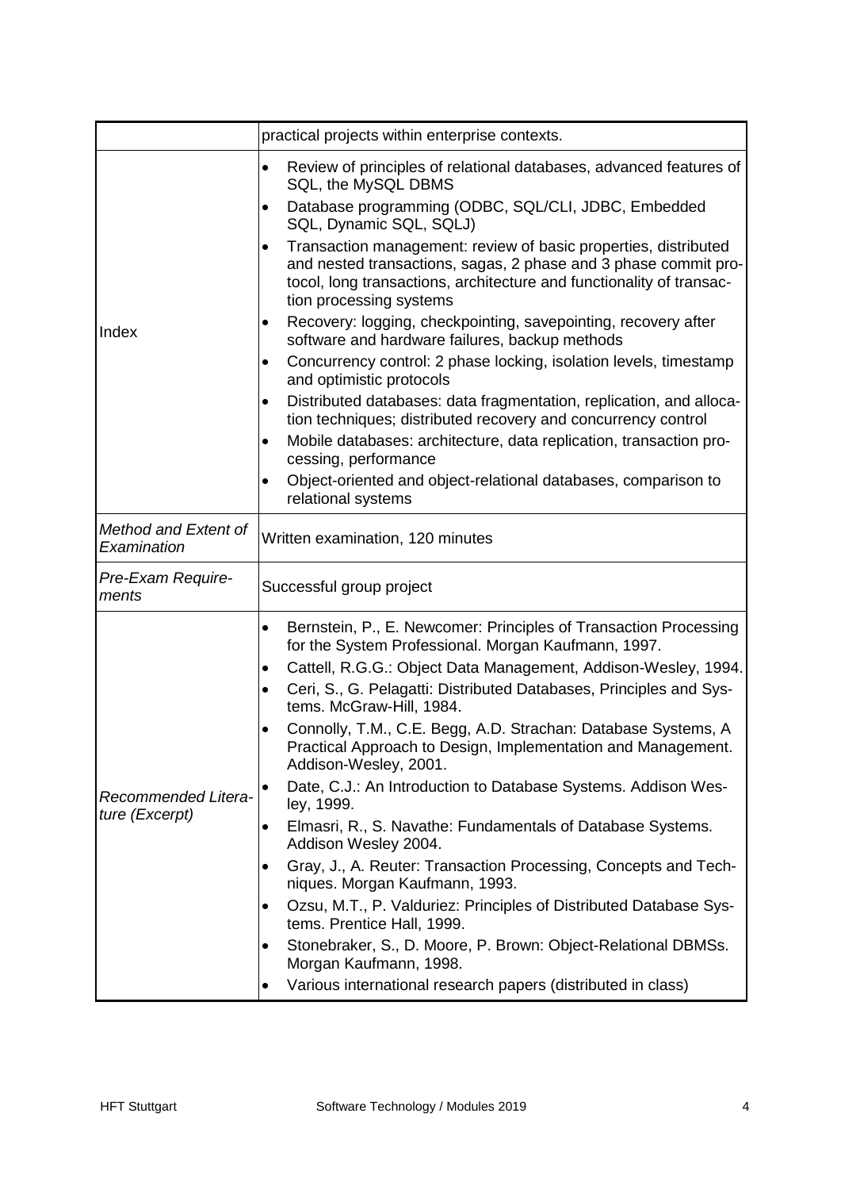| | |
|---|---|
| | practical projects within enterprise contexts. |
| Index | • Review of principles of relational databases, advanced features of SQL, the MySQL DBMS<br>• Database programming (ODBC, SQL/CLI, JDBC, Embedded SQL, Dynamic SQL, SQLJ)<br>• Transaction management: review of basic properties, distributed and nested transactions, sagas, 2 phase and 3 phase commit protocol, long transactions, architecture and functionality of transaction processing systems<br>• Recovery: logging, checkpointing, savepointing, recovery after software and hardware failures, backup methods<br>• Concurrency control: 2 phase locking, isolation levels, timestamp and optimistic protocols<br>• Distributed databases: data fragmentation, replication, and allocation techniques; distributed recovery and concurrency control<br>• Mobile databases: architecture, data replication, transaction processing, performance<br>• Object-oriented and object-relational databases, comparison to relational systems |
| *Method and Extent of Examination* | Written examination, 120 minutes |
| *Pre-Exam Requirements* | Successful group project |
| *Recommended Literature (Excerpt)* | • Bernstein, P., E. Newcomer: Principles of Transaction Processing for the System Professional. Morgan Kaufmann, 1997.<br>• Cattell, R.G.G.: Object Data Management, Addison-Wesley, 1994.<br>• Ceri, S., G. Pelagatti: Distributed Databases, Principles and Systems. McGraw-Hill, 1984.<br>• Connolly, T.M., C.E. Begg, A.D. Strachan: Database Systems, A Practical Approach to Design, Implementation and Management. Addison-Wesley, 2001.<br>• Date, C.J.: An Introduction to Database Systems. Addison Wesley, 1999.<br>• Elmasri, R., S. Navathe: Fundamentals of Database Systems. Addison Wesley 2004.<br>• Gray, J., A. Reuter: Transaction Processing, Concepts and Techniques. Morgan Kaufmann, 1993.<br>• Ozsu, M.T., P. Valduriez: Principles of Distributed Database Systems. Prentice Hall, 1999.<br>• Stonebraker, S., D. Moore, P. Brown: Object-Relational DBMSs. Morgan Kaufmann, 1998.<br>• Various international research papers (distributed in class) |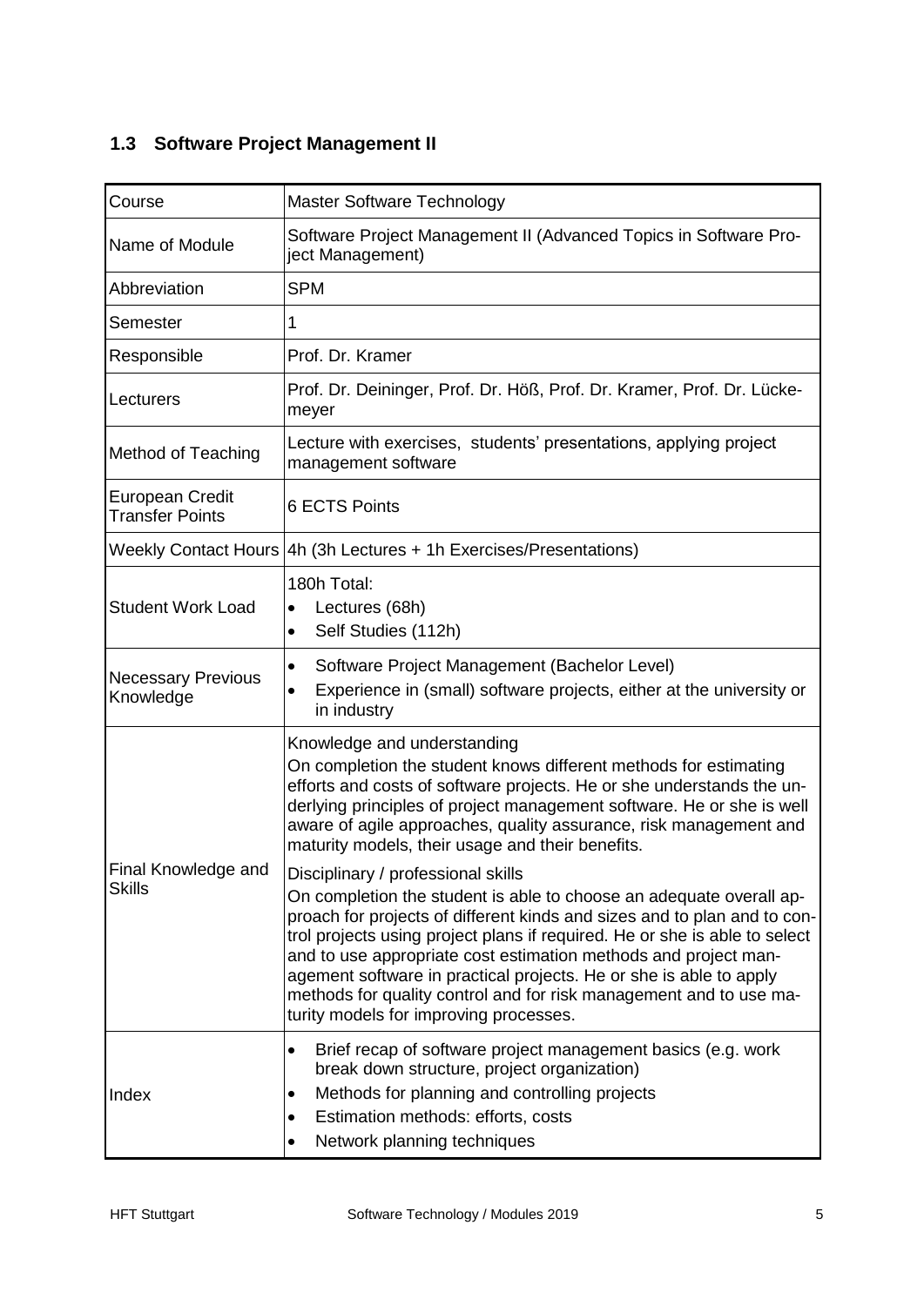## 1.3 Software Project Management II

| Course | Master Software Technology |
| --- | --- |
| Name of Module | Software Project Management II (Advanced Topics in Software Project Management) |
| Abbreviation | SPM |
| Semester | 1 |
| Responsible | Prof. Dr. Kramer |
| Lecturers | Prof. Dr. Deininger, Prof. Dr. Höß, Prof. Dr. Kramer, Prof. Dr. Lückemeyer |
| Method of Teaching | Lecture with exercises, students' presentations, applying project management software |
| European Credit Transfer Points | 6 ECTS Points |
| Weekly Contact Hours | 4h (3h Lectures + 1h Exercises/Presentations) |
| Student Work Load | 180h Total:<br>• Lectures (68h)<br>• Self Studies (112h) |
| Necessary Previous Knowledge | • Software Project Management (Bachelor Level)<br>• Experience in (small) software projects, either at the university or in industry |
| Final Knowledge and Skills | Knowledge and understanding<br>On completion the student knows different methods for estimating efforts and costs of software projects. He or she understands the underlying principles of project management software. He or she is well aware of agile approaches, quality assurance, risk management and maturity models, their usage and their benefits.<br>Disciplinary / professional skills<br>On completion the student is able to choose an adequate overall approach for projects of different kinds and sizes and to plan and to control projects using project plans if required. He or she is able to select and to use appropriate cost estimation methods and project management software in practical projects. He or she is able to apply methods for quality control and for risk management and to use maturity models for improving processes. |
| Index | • Brief recap of software project management basics (e.g. work break down structure, project organization)<br>• Methods for planning and controlling projects<br>• Estimation methods: efforts, costs<br>• Network planning techniques |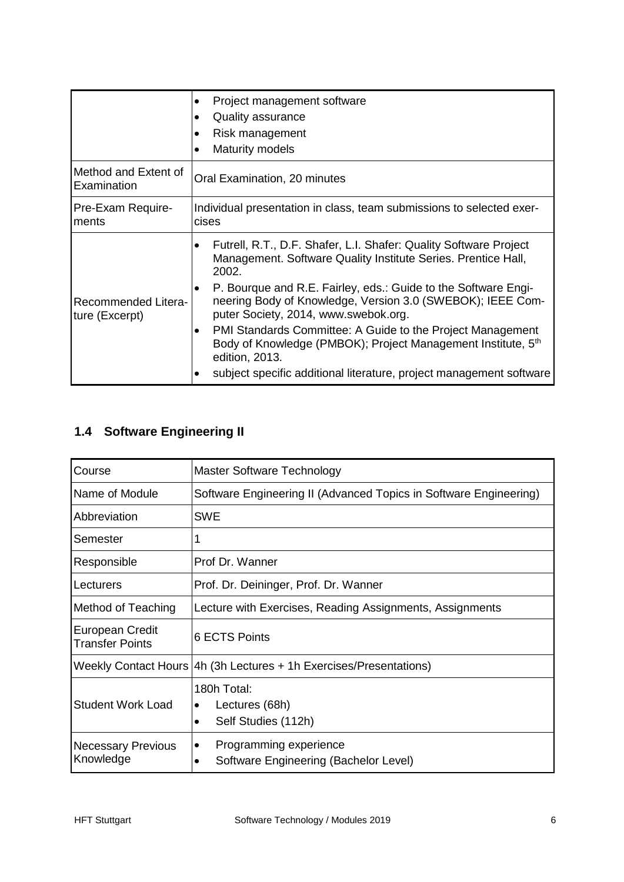| | |
|---|---|
| | • Project management software<br>• Quality assurance<br>• Risk management<br>• Maturity models |
| Method and Extent of Examination | Oral Examination, 20 minutes |
| Pre-Exam Requirements | Individual presentation in class, team submissions to selected exercises |
| Recommended Literature (Excerpt) | • Futrell, R.T., D.F. Shafer, L.I. Shafer: Quality Software Project Management. Software Quality Institute Series. Prentice Hall, 2002.<br>• P. Bourque and R.E. Fairley, eds.: Guide to the Software Engineering Body of Knowledge, Version 3.0 (SWEBOK); IEEE Computer Society, 2014, www.swebok.org.<br>• PMI Standards Committee: A Guide to the Project Management Body of Knowledge (PMBOK); Project Management Institute, 5th edition, 2013.<br>• subject specific additional literature, project management software |

## 1.4 Software Engineering II

| | |
|---|---|
| Course | Master Software Technology |
| Name of Module | Software Engineering II (Advanced Topics in Software Engineering) |
| Abbreviation | SWE |
| Semester | 1 |
| Responsible | Prof Dr. Wanner |
| Lecturers | Prof. Dr. Deininger, Prof. Dr. Wanner |
| Method of Teaching | Lecture with Exercises, Reading Assignments, Assignments |
| European Credit Transfer Points | 6 ECTS Points |
| Weekly Contact Hours | 4h (3h Lectures + 1h Exercises/Presentations) |
| Student Work Load | 180h Total:<br>• Lectures (68h)<br>• Self Studies (112h) |
| Necessary Previous Knowledge | • Programming experience<br>• Software Engineering (Bachelor Level) |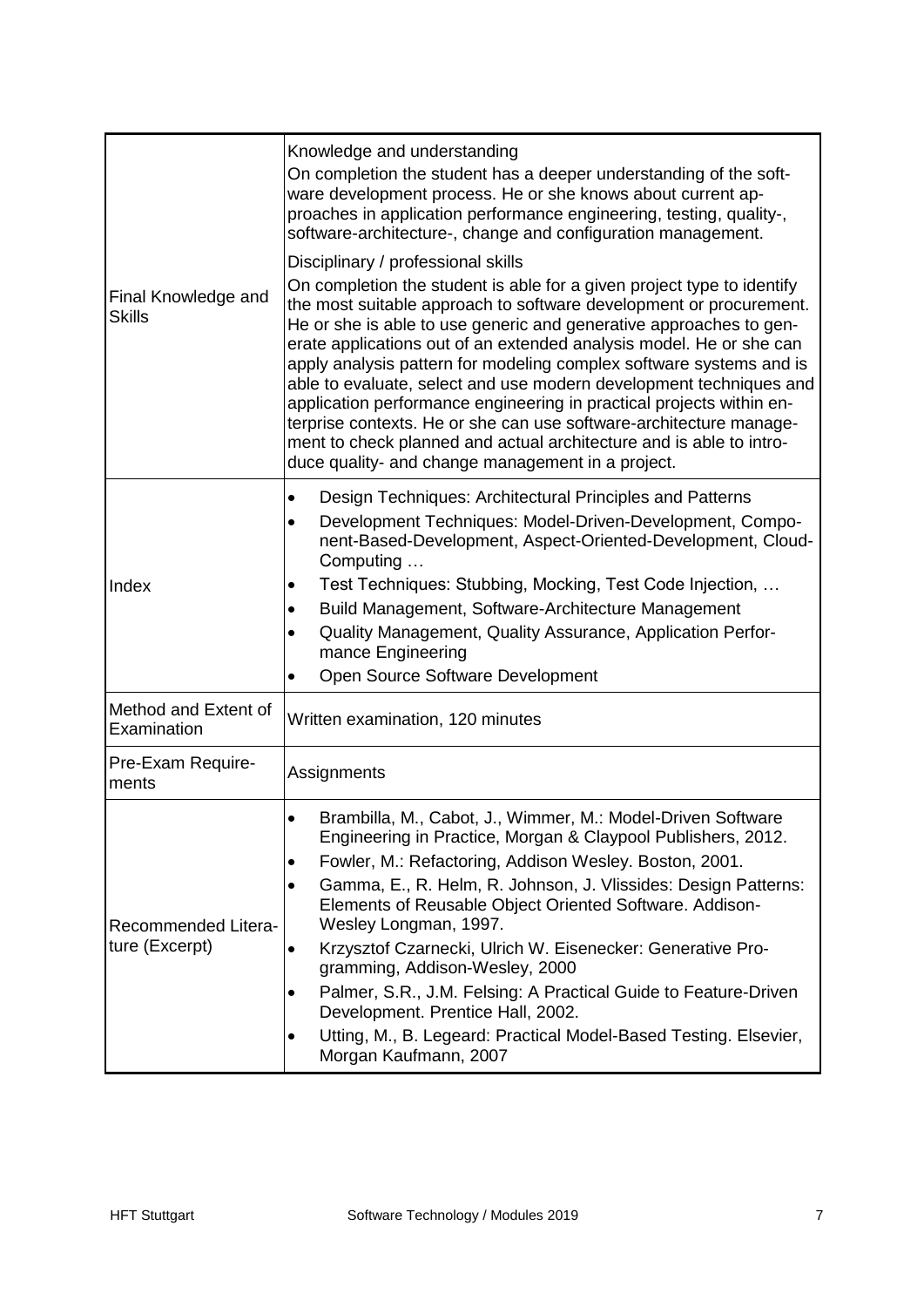| | |
|---|---|
| Final Knowledge and Skills | Knowledge and understanding<br>On completion the student has a deeper understanding of the software development process. He or she knows about current approaches in application performance engineering, testing, quality-, software-architecture-, change and configuration management.<br><br>Disciplinary / professional skills<br>On completion the student is able for a given project type to identify the most suitable approach to software development or procurement. He or she is able to use generic and generative approaches to generate applications out of an extended analysis model. He or she can apply analysis pattern for modeling complex software systems and is able to evaluate, select and use modern development techniques and application performance engineering in practical projects within enterprise contexts. He or she can use software-architecture management to check planned and actual architecture and is able to introduce quality- and change management in a project. |
| Index | • Design Techniques: Architectural Principles and Patterns<br>• Development Techniques: Model-Driven-Development, Component-Based-Development, Aspect-Oriented-Development, Cloud-Computing …<br>• Test Techniques: Stubbing, Mocking, Test Code Injection, …<br>• Build Management, Software-Architecture Management<br>• Quality Management, Quality Assurance, Application Performance Engineering<br>• Open Source Software Development |
| Method and Extent of Examination | Written examination, 120 minutes |
| Pre-Exam Requirements | Assignments |
| Recommended Literature (Excerpt) | • Brambilla, M., Cabot, J., Wimmer, M.: Model-Driven Software Engineering in Practice, Morgan & Claypool Publishers, 2012.<br>• Fowler, M.: Refactoring, Addison Wesley. Boston, 2001.<br>• Gamma, E., R. Helm, R. Johnson, J. Vlissides: Design Patterns: Elements of Reusable Object Oriented Software. Addison-Wesley Longman, 1997.<br>• Krzysztof Czarnecki, Ulrich W. Eisenecker: Generative Programming, Addison-Wesley, 2000<br>• Palmer, S.R., J.M. Felsing: A Practical Guide to Feature-Driven Development. Prentice Hall, 2002.<br>• Utting, M., B. Legeard: Practical Model-Based Testing. Elsevier, Morgan Kaufmann, 2007 |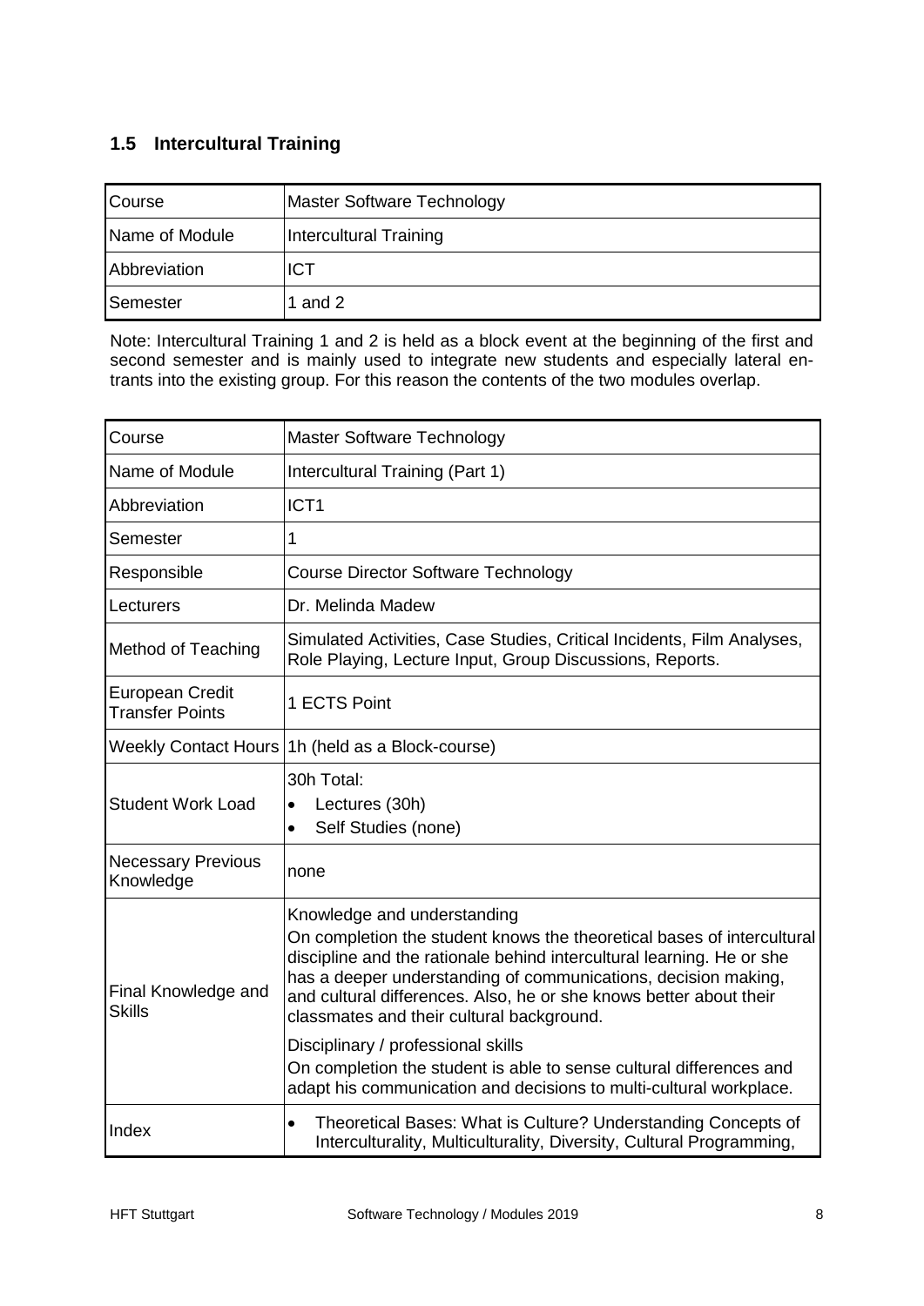## 1.5 Intercultural Training

| Course | Master Software Technology |
|---|---|
| Name of Module | Intercultural Training |
| Abbreviation | ICT |
| Semester | 1 and 2 |

Note: Intercultural Training 1 and 2 is held as a block event at the beginning of the first and second semester and is mainly used to integrate new students and especially lateral entrants into the existing group. For this reason the contents of the two modules overlap.

| Course | Master Software Technology |
|---|---|
| Name of Module | Intercultural Training (Part 1) |
| Abbreviation | ICT1 |
| Semester | 1 |
| Responsible | Course Director Software Technology |
| Lecturers | Dr. Melinda Madew |
| Method of Teaching | Simulated Activities, Case Studies, Critical Incidents, Film Analyses, Role Playing, Lecture Input, Group Discussions, Reports. |
| European Credit Transfer Points | 1 ECTS Point |
| Weekly Contact Hours | 1h (held as a Block-course) |
| Student Work Load | 30h Total:<br>• Lectures (30h)<br>• Self Studies (none) |
| Necessary Previous Knowledge | none |
| Final Knowledge and Skills | Knowledge and understanding<br>On completion the student knows the theoretical bases of intercultural discipline and the rationale behind intercultural learning. He or she has a deeper understanding of communications, decision making, and cultural differences. Also, he or she knows better about their classmates and their cultural background.<br><br>Disciplinary / professional skills<br>On completion the student is able to sense cultural differences and adapt his communication and decisions to multi-cultural workplace. |
| Index | • Theoretical Bases: What is Culture? Understanding Concepts of Interculturality, Multiculturality, Diversity, Cultural Programming, |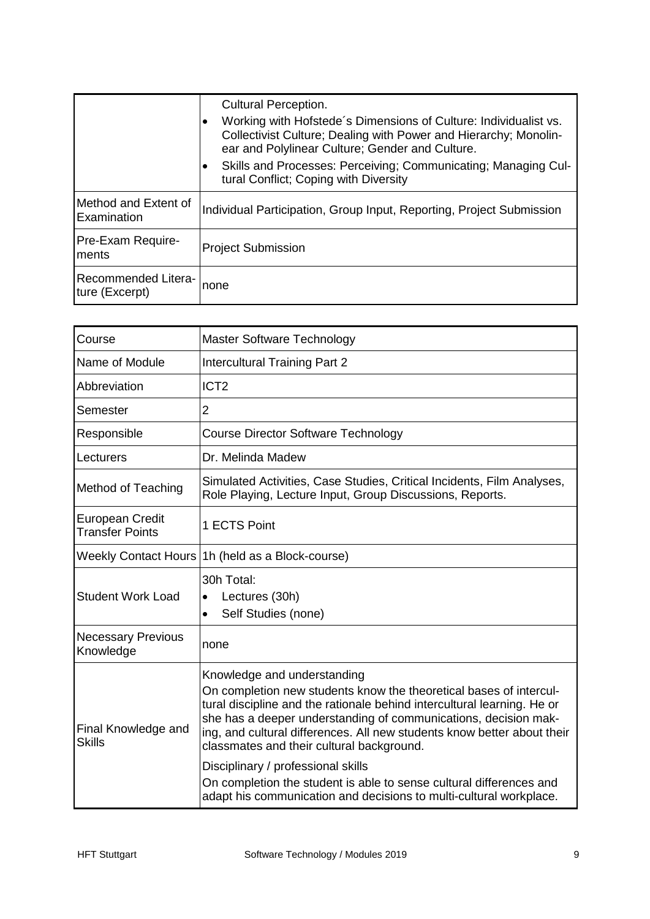| | |
|---|---|
| | Cultural Perception.<br>• Working with Hofstede´s Dimensions of Culture: Individualist vs. Collectivist Culture; Dealing with Power and Hierarchy; Monolinear and Polylinear Culture; Gender and Culture.<br>• Skills and Processes: Perceiving; Communicating; Managing Cultural Conflict; Coping with Diversity |
| Method and Extent of Examination | Individual Participation, Group Input, Reporting, Project Submission |
| Pre-Exam Requirements | Project Submission |
| Recommended Literature (Excerpt) | none |

| | |
|---|---|
| Course | Master Software Technology |
| Name of Module | Intercultural Training Part 2 |
| Abbreviation | ICT2 |
| Semester | 2 |
| Responsible | Course Director Software Technology |
| Lecturers | Dr. Melinda Madew |
| Method of Teaching | Simulated Activities, Case Studies, Critical Incidents, Film Analyses, Role Playing, Lecture Input, Group Discussions, Reports. |
| European Credit Transfer Points | 1 ECTS Point |
| Weekly Contact Hours | 1h (held as a Block-course) |
| Student Work Load | 30h Total:<br>• Lectures (30h)<br>• Self Studies (none) |
| Necessary Previous Knowledge | none |
| Final Knowledge and Skills | Knowledge and understanding<br>On completion new students know the theoretical bases of intercultural discipline and the rationale behind intercultural learning. He or she has a deeper understanding of communications, decision making, and cultural differences. All new students know better about their classmates and their cultural background.<br>Disciplinary / professional skills<br>On completion the student is able to sense cultural differences and adapt his communication and decisions to multi-cultural workplace. |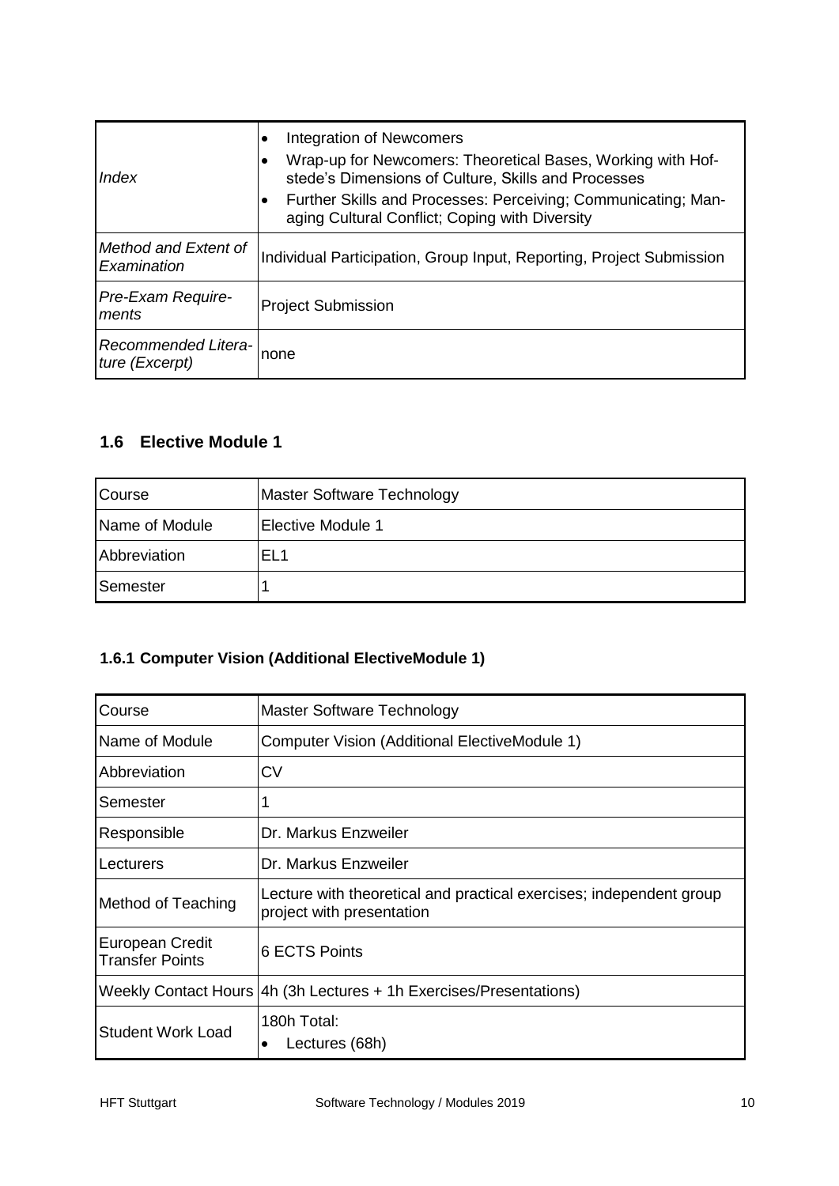| | |
|---|---|
| *Index* | • Integration of Newcomers<br>• Wrap-up for Newcomers: Theoretical Bases, Working with Hofstede's Dimensions of Culture, Skills and Processes<br>• Further Skills and Processes: Perceiving; Communicating; Managing Cultural Conflict; Coping with Diversity |
| *Method and Extent of Examination* | Individual Participation, Group Input, Reporting, Project Submission |
| *Pre-Exam Requirements* | Project Submission |
| *Recommended Literature (Excerpt)* | none |

## 1.6 Elective Module 1

| | |
|---|---|
| Course | Master Software Technology |
| Name of Module | Elective Module 1 |
| Abbreviation | EL1 |
| Semester | 1 |

### 1.6.1 Computer Vision (Additional ElectiveModule 1)

| | |
|---|---|
| Course | Master Software Technology |
| Name of Module | Computer Vision (Additional ElectiveModule 1) |
| Abbreviation | CV |
| Semester | 1 |
| Responsible | Dr. Markus Enzweiler |
| Lecturers | Dr. Markus Enzweiler |
| Method of Teaching | Lecture with theoretical and practical exercises; independent group project with presentation |
| European Credit Transfer Points | 6 ECTS Points |
| Weekly Contact Hours | 4h (3h Lectures + 1h Exercises/Presentations) |
| Student Work Load | 180h Total:<br>• Lectures (68h) |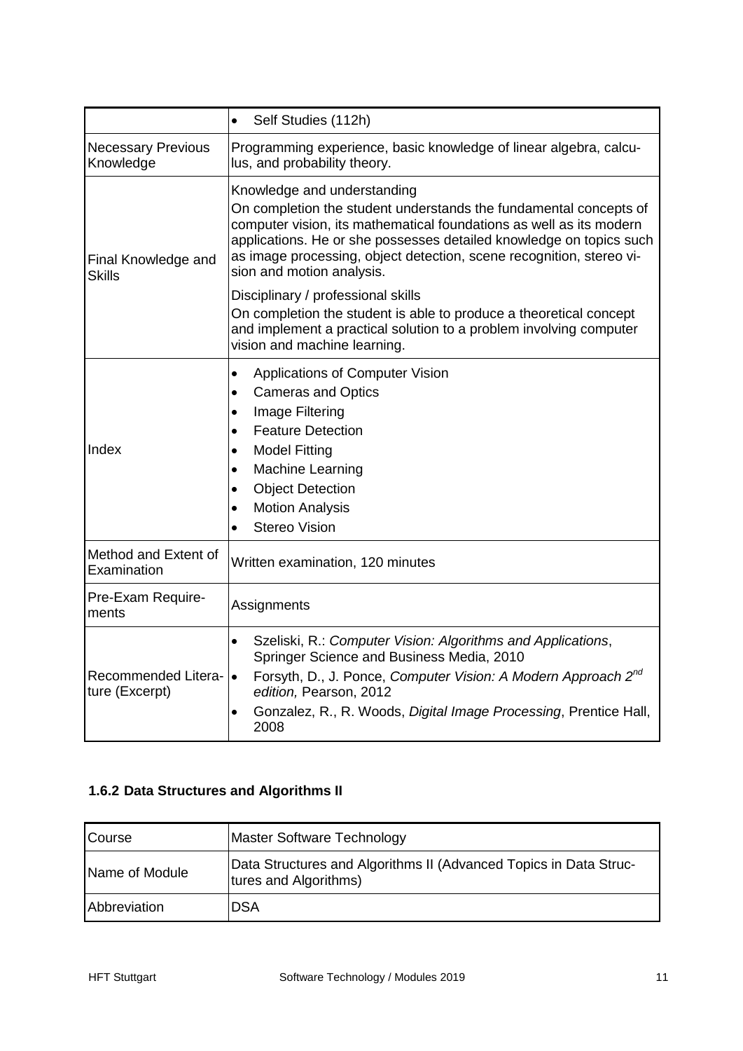|  |  |
| --- | --- |
|  | • Self Studies (112h) |
| Necessary Previous Knowledge | Programming experience, basic knowledge of linear algebra, calculus, and probability theory. |
| Final Knowledge and Skills | Knowledge and understanding<br>On completion the student understands the fundamental concepts of computer vision, its mathematical foundations as well as its modern applications. He or she possesses detailed knowledge on topics such as image processing, object detection, scene recognition, stereo vision and motion analysis.<br><br>Disciplinary / professional skills<br>On completion the student is able to produce a theoretical concept and implement a practical solution to a problem involving computer vision and machine learning. |
| Index | • Applications of Computer Vision<br>• Cameras and Optics<br>• Image Filtering<br>• Feature Detection<br>• Model Fitting<br>• Machine Learning<br>• Object Detection<br>• Motion Analysis<br>• Stereo Vision |
| Method and Extent of Examination | Written examination, 120 minutes |
| Pre-Exam Requirements | Assignments |
| Recommended Literature (Excerpt) | • Szeliski, R.: *Computer Vision: Algorithms and Applications*, Springer Science and Business Media, 2010<br>• Forsyth, D., J. Ponce, *Computer Vision: A Modern Approach 2nd edition,* Pearson, 2012<br>• Gonzalez, R., R. Woods, *Digital Image Processing*, Prentice Hall, 2008 |

### 1.6.2 Data Structures and Algorithms II

|  |  |
| --- | --- |
| Course | Master Software Technology |
| Name of Module | Data Structures and Algorithms II (Advanced Topics in Data Structures and Algorithms) |
| Abbreviation | DSA |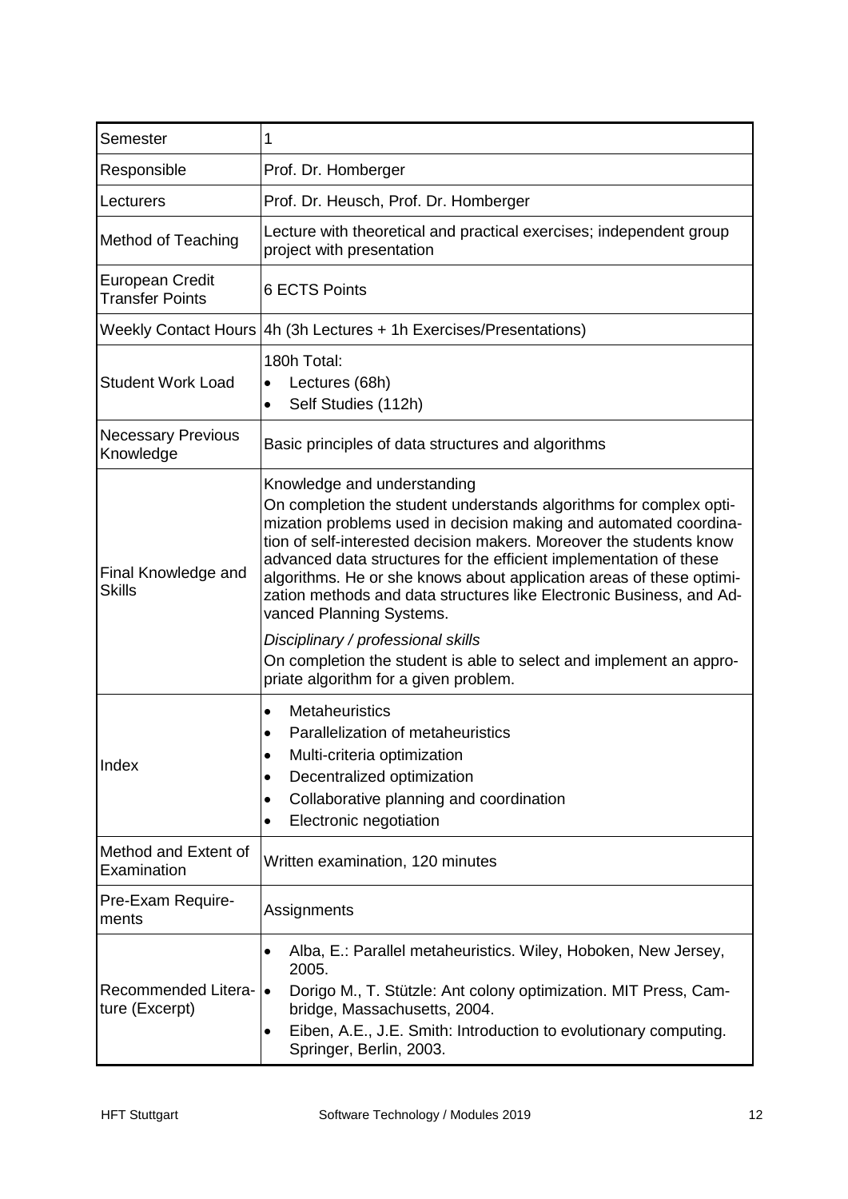| Semester | 1 |
|---|---|
| Responsible | Prof. Dr. Homberger |
| Lecturers | Prof. Dr. Heusch, Prof. Dr. Homberger |
| Method of Teaching | Lecture with theoretical and practical exercises; independent group project with presentation |
| European Credit Transfer Points | 6 ECTS Points |
| Weekly Contact Hours | 4h (3h Lectures + 1h Exercises/Presentations) |
| Student Work Load | 180h Total:<br>• Lectures (68h)<br>• Self Studies (112h) |
| Necessary Previous Knowledge | Basic principles of data structures and algorithms |
| Final Knowledge and Skills | Knowledge and understanding<br>On completion the student understands algorithms for complex optimization problems used in decision making and automated coordination of self-interested decision makers. Moreover the students know advanced data structures for the efficient implementation of these algorithms. He or she knows about application areas of these optimization methods and data structures like Electronic Business, and Advanced Planning Systems.<br>*Disciplinary / professional skills*<br>On completion the student is able to select and implement an appropriate algorithm for a given problem. |
| Index | • Metaheuristics<br>• Parallelization of metaheuristics<br>• Multi-criteria optimization<br>• Decentralized optimization<br>• Collaborative planning and coordination<br>• Electronic negotiation |
| Method and Extent of Examination | Written examination, 120 minutes |
| Pre-Exam Requirements | Assignments |
| Recommended Literature (Excerpt) | • Alba, E.: Parallel metaheuristics. Wiley, Hoboken, New Jersey, 2005.<br>• Dorigo M., T. Stützle: Ant colony optimization. MIT Press, Cambridge, Massachusetts, 2004.<br>• Eiben, A.E., J.E. Smith: Introduction to evolutionary computing. Springer, Berlin, 2003. |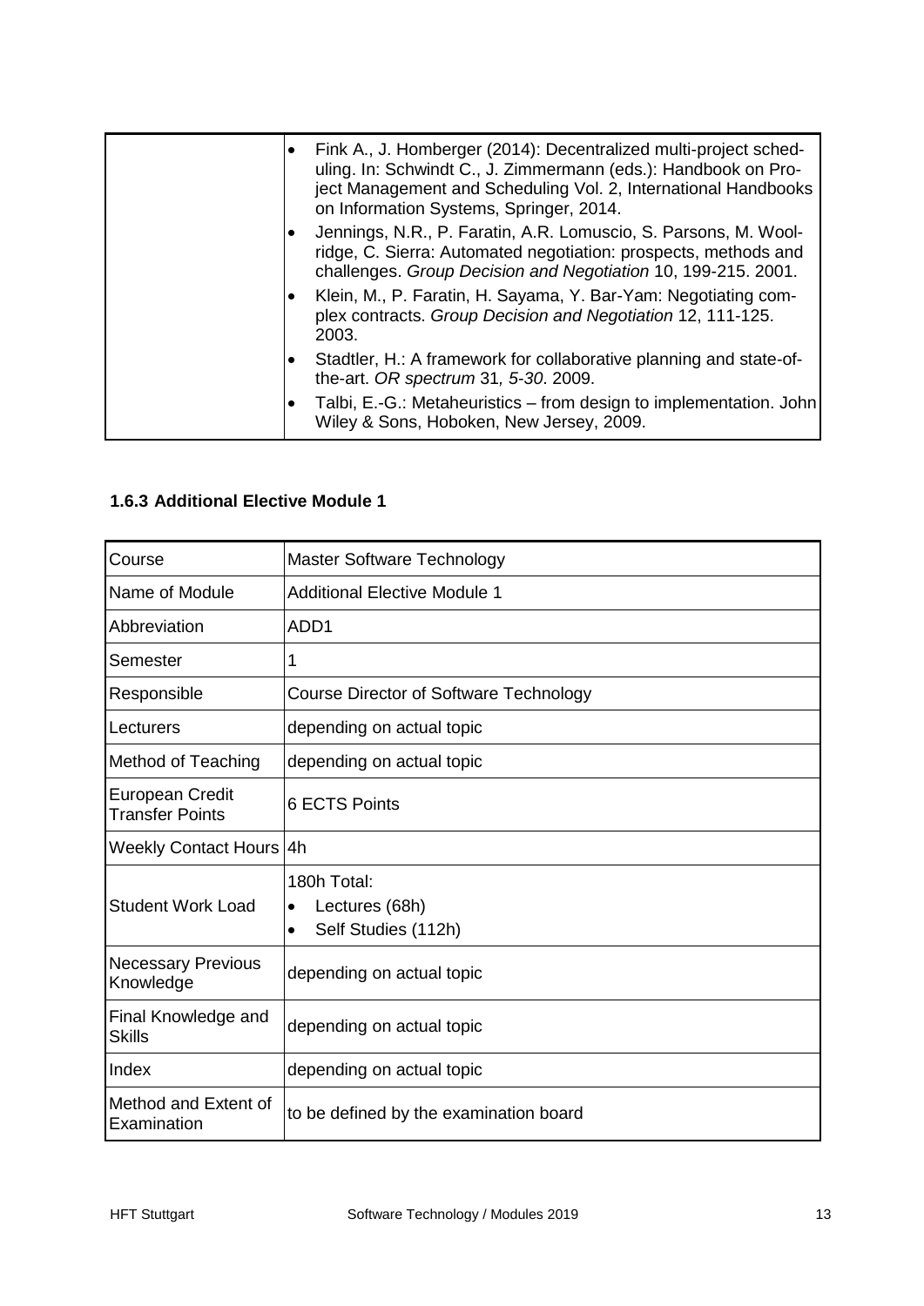| | |
|---|---|
| | • Fink A., J. Homberger (2014): Decentralized multi-project scheduling. In: Schwindt C., J. Zimmermann (eds.): Handbook on Project Management and Scheduling Vol. 2, International Handbooks on Information Systems, Springer, 2014.<br>• Jennings, N.R., P. Faratin, A.R. Lomuscio, S. Parsons, M. Wooldridge, C. Sierra: Automated negotiation: prospects, methods and challenges. *Group Decision and Negotiation* 10, 199-215. 2001.<br>• Klein, M., P. Faratin, H. Sayama, Y. Bar-Yam: Negotiating complex contracts. *Group Decision and Negotiation* 12, 111-125. 2003.<br>• Stadtler, H.: A framework for collaborative planning and state-of-the-art. *OR spectrum* 31*, 5-30*. 2009.<br>• Talbi, E.-G.: Metaheuristics – from design to implementation. John Wiley & Sons, Hoboken, New Jersey, 2009. |

### 1.6.3 Additional Elective Module 1

| Course | Master Software Technology |
|---|---|
| Name of Module | Additional Elective Module 1 |
| Abbreviation | ADD1 |
| Semester | 1 |
| Responsible | Course Director of Software Technology |
| Lecturers | depending on actual topic |
| Method of Teaching | depending on actual topic |
| European Credit Transfer Points | 6 ECTS Points |
| Weekly Contact Hours | 4h |
| Student Work Load | 180h Total:<br>• Lectures (68h)<br>• Self Studies (112h) |
| Necessary Previous Knowledge | depending on actual topic |
| Final Knowledge and Skills | depending on actual topic |
| Index | depending on actual topic |
| Method and Extent of Examination | to be defined by the examination board |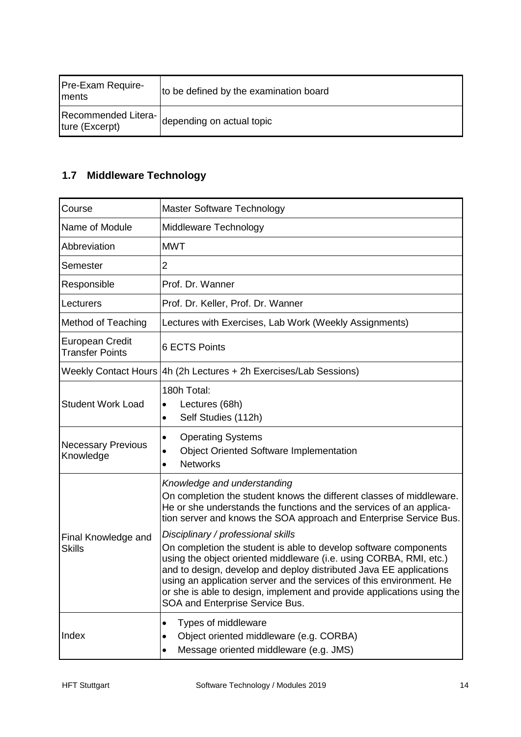| | |
|---|---|
| Pre-Exam Requirements | to be defined by the examination board |
| Recommended Literature (Excerpt) | depending on actual topic |

## 1.7 Middleware Technology

| | |
|---|---|
| Course | Master Software Technology |
| Name of Module | Middleware Technology |
| Abbreviation | MWT |
| Semester | 2 |
| Responsible | Prof. Dr. Wanner |
| Lecturers | Prof. Dr. Keller, Prof. Dr. Wanner |
| Method of Teaching | Lectures with Exercises, Lab Work (Weekly Assignments) |
| European Credit Transfer Points | 6 ECTS Points |
| Weekly Contact Hours | 4h (2h Lectures + 2h Exercises/Lab Sessions) |
| Student Work Load | 180h Total:<br>• Lectures (68h)<br>• Self Studies (112h) |
| Necessary Previous Knowledge | • Operating Systems<br>• Object Oriented Software Implementation<br>• Networks |
| Final Knowledge and Skills | *Knowledge and understanding*<br>On completion the student knows the different classes of middleware. He or she understands the functions and the services of an application server and knows the SOA approach and Enterprise Service Bus.<br>*Disciplinary / professional skills*<br>On completion the student is able to develop software components using the object oriented middleware (i.e. using CORBA, RMI, etc.) and to design, develop and deploy distributed Java EE applications using an application server and the services of this environment. He or she is able to design, implement and provide applications using the SOA and Enterprise Service Bus. |
| Index | • Types of middleware<br>• Object oriented middleware (e.g. CORBA)<br>• Message oriented middleware (e.g. JMS) |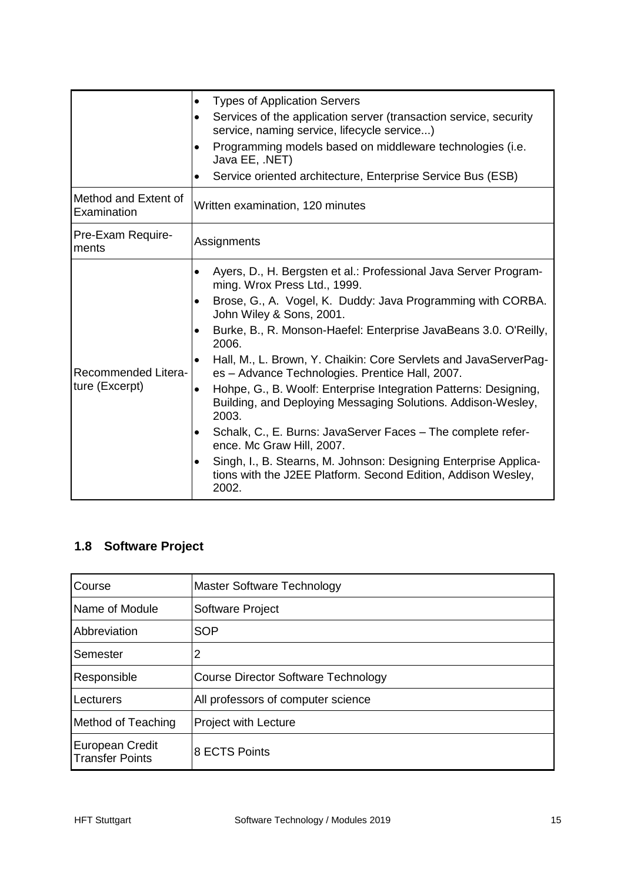| | |
|---|---|
| | • Types of Application Servers<br>• Services of the application server (transaction service, security service, naming service, lifecycle service...)<br>• Programming models based on middleware technologies (i.e. Java EE, .NET)<br>• Service oriented architecture, Enterprise Service Bus (ESB) |
| Method and Extent of Examination | Written examination, 120 minutes |
| Pre-Exam Requirements | Assignments |
| Recommended Literature (Excerpt) | • Ayers, D., H. Bergsten et al.: Professional Java Server Programming. Wrox Press Ltd., 1999.<br>• Brose, G., A. Vogel, K. Duddy: Java Programming with CORBA. John Wiley & Sons, 2001.<br>• Burke, B., R. Monson-Haefel: Enterprise JavaBeans 3.0. O'Reilly, 2006.<br>• Hall, M., L. Brown, Y. Chaikin: Core Servlets and JavaServerPages – Advance Technologies. Prentice Hall, 2007.<br>• Hohpe, G., B. Woolf: Enterprise Integration Patterns: Designing, Building, and Deploying Messaging Solutions. Addison-Wesley, 2003.<br>• Schalk, C., E. Burns: JavaServer Faces – The complete reference. Mc Graw Hill, 2007.<br>• Singh, I., B. Stearns, M. Johnson: Designing Enterprise Applications with the J2EE Platform. Second Edition, Addison Wesley, 2002. |

## 1.8 Software Project

| | |
|---|---|
| Course | Master Software Technology |
| Name of Module | Software Project |
| Abbreviation | SOP |
| Semester | 2 |
| Responsible | Course Director Software Technology |
| Lecturers | All professors of computer science |
| Method of Teaching | Project with Lecture |
| European Credit Transfer Points | 8 ECTS Points |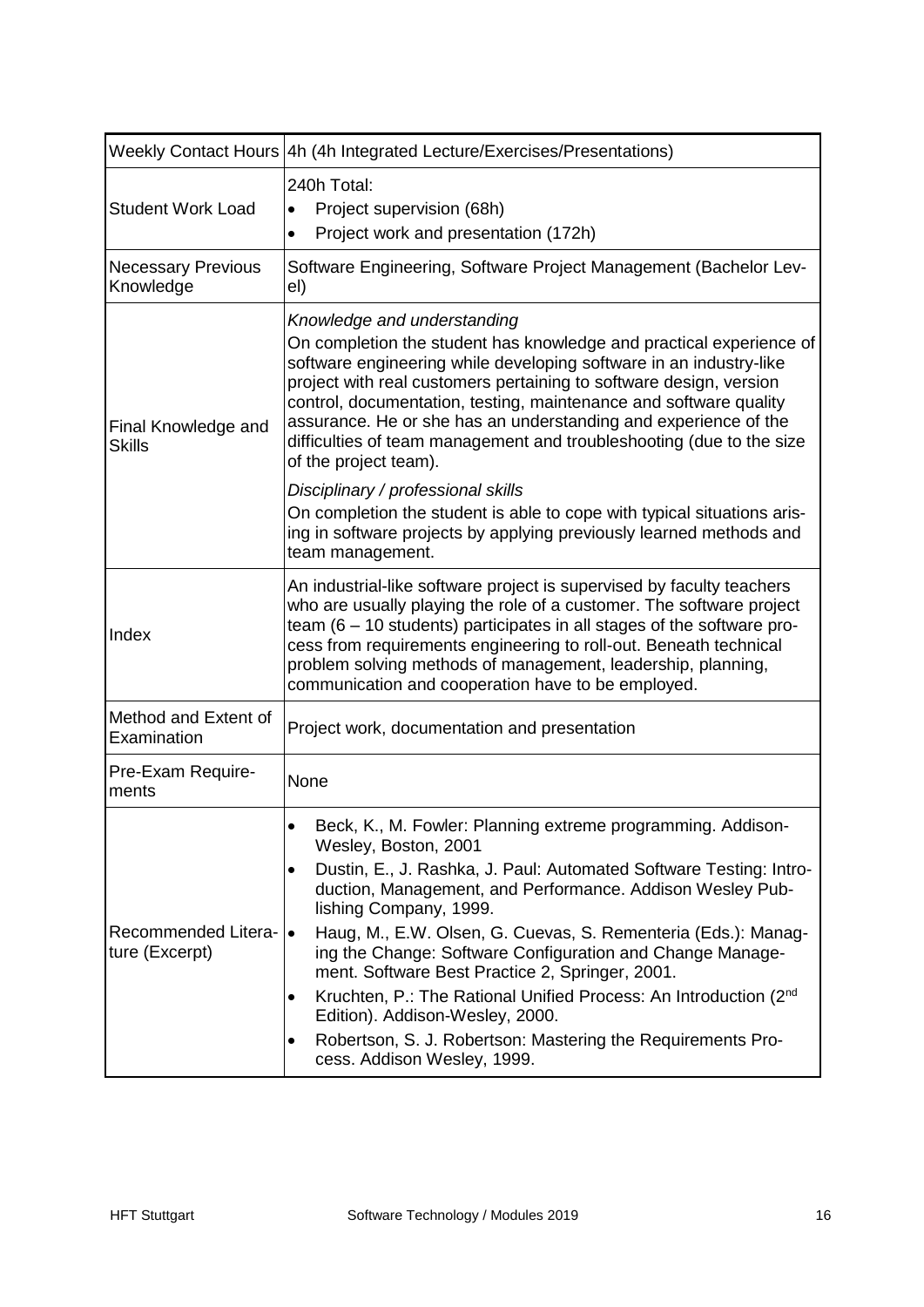| | |
|---|---|
| Weekly Contact Hours | 4h (4h Integrated Lecture/Exercises/Presentations) |
| Student Work Load | 240h Total:<br>• Project supervision (68h)<br>• Project work and presentation (172h) |
| Necessary Previous Knowledge | Software Engineering, Software Project Management (Bachelor Level) |
| Final Knowledge and Skills | *Knowledge and understanding*<br>On completion the student has knowledge and practical experience of software engineering while developing software in an industry-like project with real customers pertaining to software design, version control, documentation, testing, maintenance and software quality assurance. He or she has an understanding and experience of the difficulties of team management and troubleshooting (due to the size of the project team).<br>*Disciplinary / professional skills*<br>On completion the student is able to cope with typical situations arising in software projects by applying previously learned methods and team management. |
| Index | An industrial-like software project is supervised by faculty teachers who are usually playing the role of a customer. The software project team (6 – 10 students) participates in all stages of the software process from requirements engineering to roll-out. Beneath technical problem solving methods of management, leadership, planning, communication and cooperation have to be employed. |
| Method and Extent of Examination | Project work, documentation and presentation |
| Pre-Exam Requirements | None |
| Recommended Literature (Excerpt) | • Beck, K., M. Fowler: Planning extreme programming. Addison-Wesley, Boston, 2001<br>• Dustin, E., J. Rashka, J. Paul: Automated Software Testing: Introduction, Management, and Performance. Addison Wesley Publishing Company, 1999.<br>• Haug, M., E.W. Olsen, G. Cuevas, S. Rementeria (Eds.): Managing the Change: Software Configuration and Change Management. Software Best Practice 2, Springer, 2001.<br>• Kruchten, P.: The Rational Unified Process: An Introduction (2nd Edition). Addison-Wesley, 2000.<br>• Robertson, S. J. Robertson: Mastering the Requirements Process. Addison Wesley, 1999. |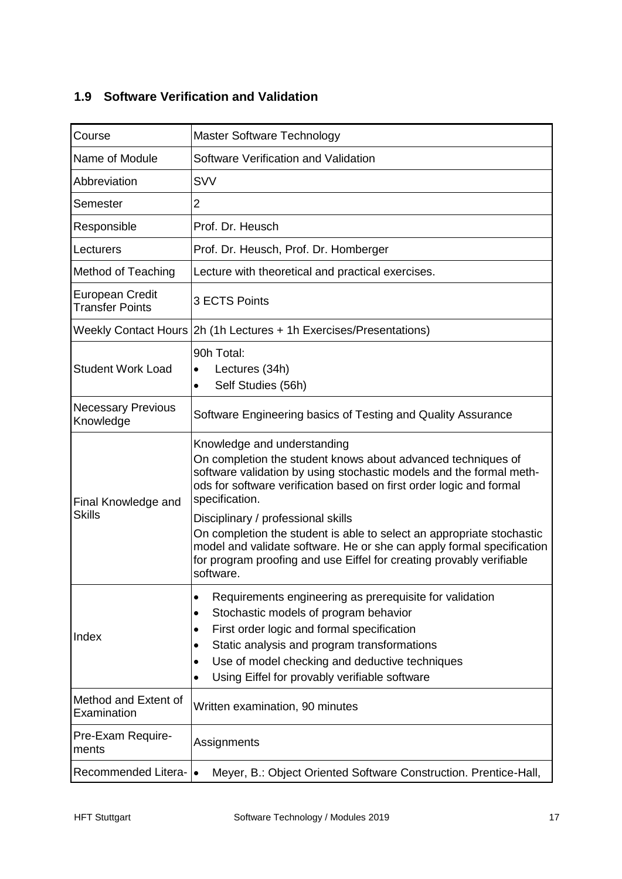## 1.9 Software Verification and Validation

| Course | Master Software Technology |
|---|---|
| Name of Module | Software Verification and Validation |
| Abbreviation | SVV |
| Semester | 2 |
| Responsible | Prof. Dr. Heusch |
| Lecturers | Prof. Dr. Heusch, Prof. Dr. Homberger |
| Method of Teaching | Lecture with theoretical and practical exercises. |
| European Credit Transfer Points | 3 ECTS Points |
| Weekly Contact Hours | 2h (1h Lectures + 1h Exercises/Presentations) |
| Student Work Load | 90h Total:<br>• Lectures (34h)<br>• Self Studies (56h) |
| Necessary Previous Knowledge | Software Engineering basics of Testing and Quality Assurance |
| Final Knowledge and Skills | Knowledge and understanding<br>On completion the student knows about advanced techniques of software validation by using stochastic models and the formal methods for software verification based on first order logic and formal specification.<br>Disciplinary / professional skills<br>On completion the student is able to select an appropriate stochastic model and validate software. He or she can apply formal specification for program proofing and use Eiffel for creating provably verifiable software. |
| Index | • Requirements engineering as prerequisite for validation<br>• Stochastic models of program behavior<br>• First order logic and formal specification<br>• Static analysis and program transformations<br>• Use of model checking and deductive techniques<br>• Using Eiffel for provably verifiable software |
| Method and Extent of Examination | Written examination, 90 minutes |
| Pre-Exam Requirements | Assignments |
| Recommended Litera- | • Meyer, B.: Object Oriented Software Construction. Prentice-Hall, |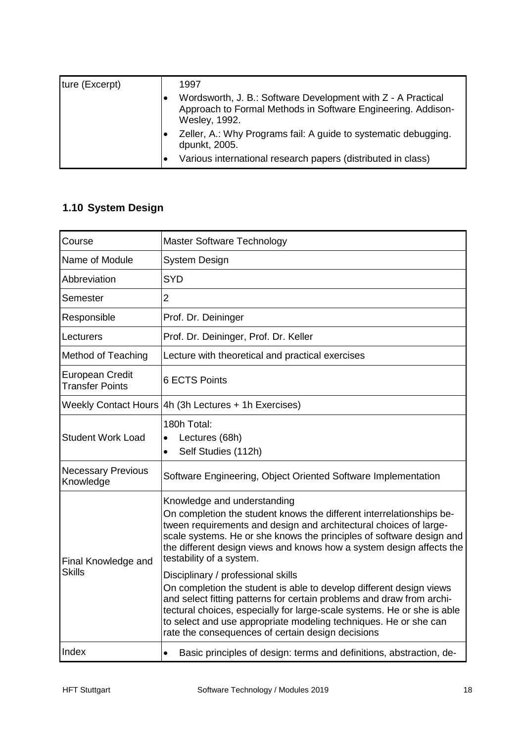| ture (Excerpt) | 1997<br>• Wordsworth, J. B.: Software Development with Z - A Practical Approach to Formal Methods in Software Engineering. Addison-Wesley, 1992.<br>• Zeller, A.: Why Programs fail: A guide to systematic debugging. dpunkt, 2005.<br>• Various international research papers (distributed in class) |
|---|---|

## 1.10 System Design

| Course | Master Software Technology |
|---|---|
| Name of Module | System Design |
| Abbreviation | SYD |
| Semester | 2 |
| Responsible | Prof. Dr. Deininger |
| Lecturers | Prof. Dr. Deininger, Prof. Dr. Keller |
| Method of Teaching | Lecture with theoretical and practical exercises |
| European Credit Transfer Points | 6 ECTS Points |
| Weekly Contact Hours | 4h (3h Lectures + 1h Exercises) |
| Student Work Load | 180h Total:<br>• Lectures (68h)<br>• Self Studies (112h) |
| Necessary Previous Knowledge | Software Engineering, Object Oriented Software Implementation |
| Final Knowledge and Skills | Knowledge and understanding<br>On completion the student knows the different interrelationships between requirements and design and architectural choices of large-scale systems. He or she knows the principles of software design and the different design views and knows how a system design affects the testability of a system.<br>Disciplinary / professional skills<br>On completion the student is able to develop different design views and select fitting patterns for certain problems and draw from architectural choices, especially for large-scale systems. He or she is able to select and use appropriate modeling techniques. He or she can rate the consequences of certain design decisions |
| Index | • Basic principles of design: terms and definitions, abstraction, de- |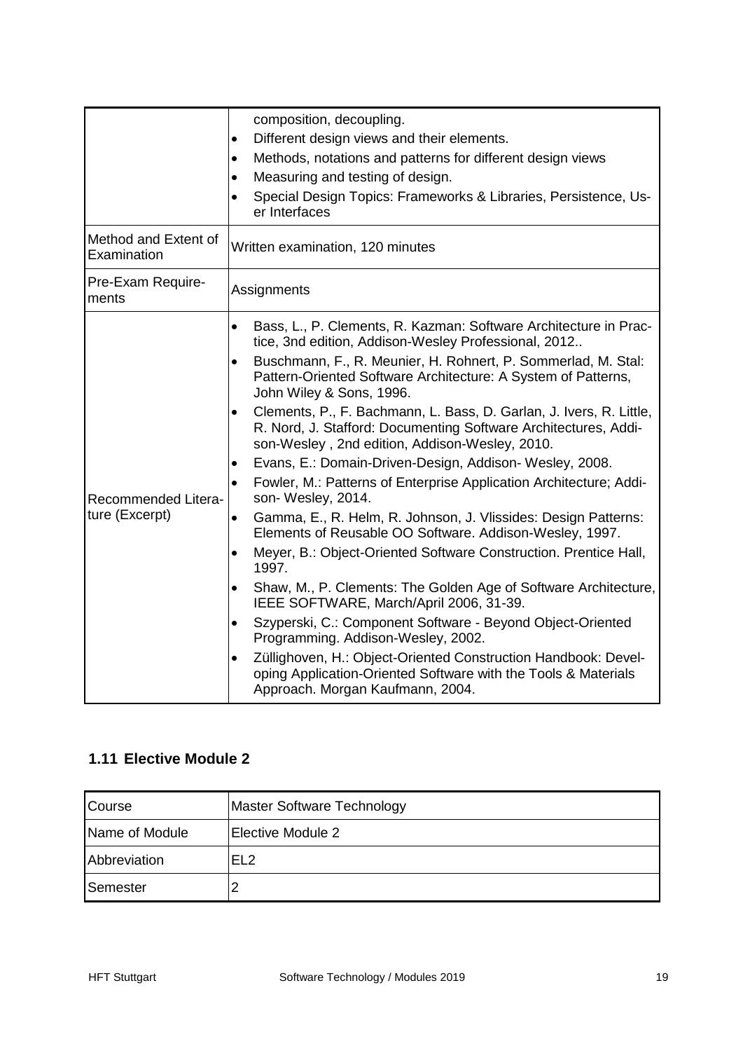| | |
|---|---|
| | composition, decoupling.<br>• Different design views and their elements.<br>• Methods, notations and patterns for different design views<br>• Measuring and testing of design.<br>• Special Design Topics: Frameworks & Libraries, Persistence, User Interfaces |
| Method and Extent of Examination | Written examination, 120 minutes |
| Pre-Exam Requirements | Assignments |
| Recommended Literature (Excerpt) | • Bass, L., P. Clements, R. Kazman: Software Architecture in Practice, 3nd edition, Addison-Wesley Professional, 2012..<br>• Buschmann, F., R. Meunier, H. Rohnert, P. Sommerlad, M. Stal: Pattern-Oriented Software Architecture: A System of Patterns, John Wiley & Sons, 1996.<br>• Clements, P., F. Bachmann, L. Bass, D. Garlan, J. Ivers, R. Little, R. Nord, J. Stafford: Documenting Software Architectures, Addison-Wesley , 2nd edition, Addison-Wesley, 2010.<br>• Evans, E.: Domain-Driven-Design, Addison- Wesley, 2008.<br>• Fowler, M.: Patterns of Enterprise Application Architecture; Addison- Wesley, 2014.<br>• Gamma, E., R. Helm, R. Johnson, J. Vlissides: Design Patterns: Elements of Reusable OO Software. Addison-Wesley, 1997.<br>• Meyer, B.: Object-Oriented Software Construction. Prentice Hall, 1997.<br>• Shaw, M., P. Clements: The Golden Age of Software Architecture, IEEE SOFTWARE, March/April 2006, 31-39.<br>• Szyperski, C.: Component Software - Beyond Object-Oriented Programming. Addison-Wesley, 2002.<br>• Züllighoven, H.: Object-Oriented Construction Handbook: Developing Application-Oriented Software with the Tools & Materials Approach. Morgan Kaufmann, 2004. |

## 1.11 Elective Module 2

| | |
|---|---|
| Course | Master Software Technology |
| Name of Module | Elective Module 2 |
| Abbreviation | EL2 |
| Semester | 2 |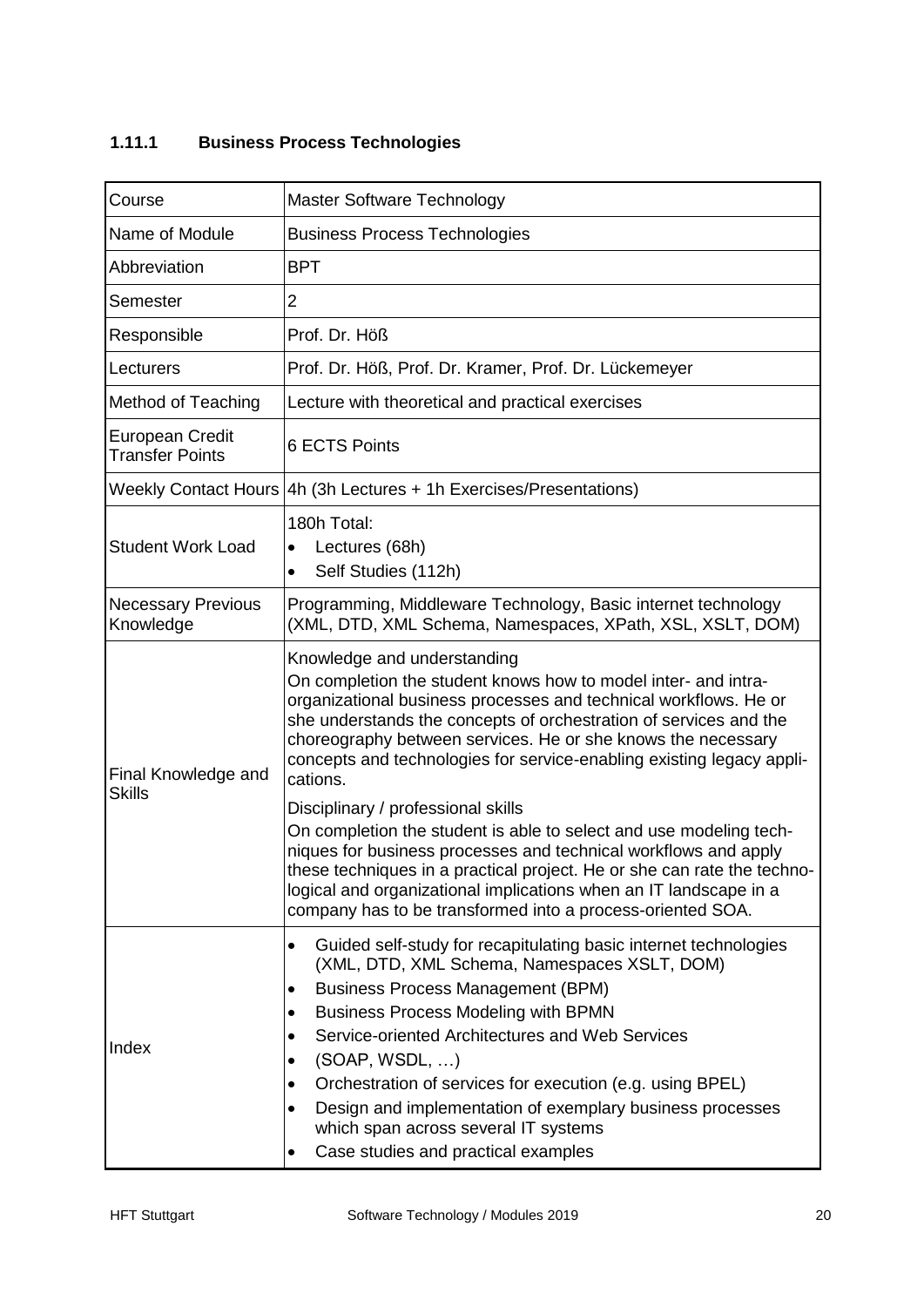### 1.11.1 Business Process Technologies

| Course | Master Software Technology |
|---|---|
| Name of Module | Business Process Technologies |
| Abbreviation | BPT |
| Semester | 2 |
| Responsible | Prof. Dr. Höß |
| Lecturers | Prof. Dr. Höß, Prof. Dr. Kramer, Prof. Dr. Lückemeyer |
| Method of Teaching | Lecture with theoretical and practical exercises |
| European Credit Transfer Points | 6 ECTS Points |
| Weekly Contact Hours | 4h (3h Lectures + 1h Exercises/Presentations) |
| Student Work Load | 180h Total:<br>• Lectures (68h)<br>• Self Studies (112h) |
| Necessary Previous Knowledge | Programming, Middleware Technology, Basic internet technology (XML, DTD, XML Schema, Namespaces, XPath, XSL, XSLT, DOM) |
| Final Knowledge and Skills | Knowledge and understanding<br>On completion the student knows how to model inter- and intra-organizational business processes and technical workflows. He or she understands the concepts of orchestration of services and the choreography between services. He or she knows the necessary concepts and technologies for service-enabling existing legacy applications.<br><br>Disciplinary / professional skills<br>On completion the student is able to select and use modeling techniques for business processes and technical workflows and apply these techniques in a practical project. He or she can rate the technological and organizational implications when an IT landscape in a company has to be transformed into a process-oriented SOA. |
| Index | • Guided self-study for recapitulating basic internet technologies (XML, DTD, XML Schema, Namespaces XSLT, DOM)<br>• Business Process Management (BPM)<br>• Business Process Modeling with BPMN<br>• Service-oriented Architectures and Web Services<br>• (SOAP, WSDL, …)<br>• Orchestration of services for execution (e.g. using BPEL)<br>• Design and implementation of exemplary business processes which span across several IT systems<br>• Case studies and practical examples |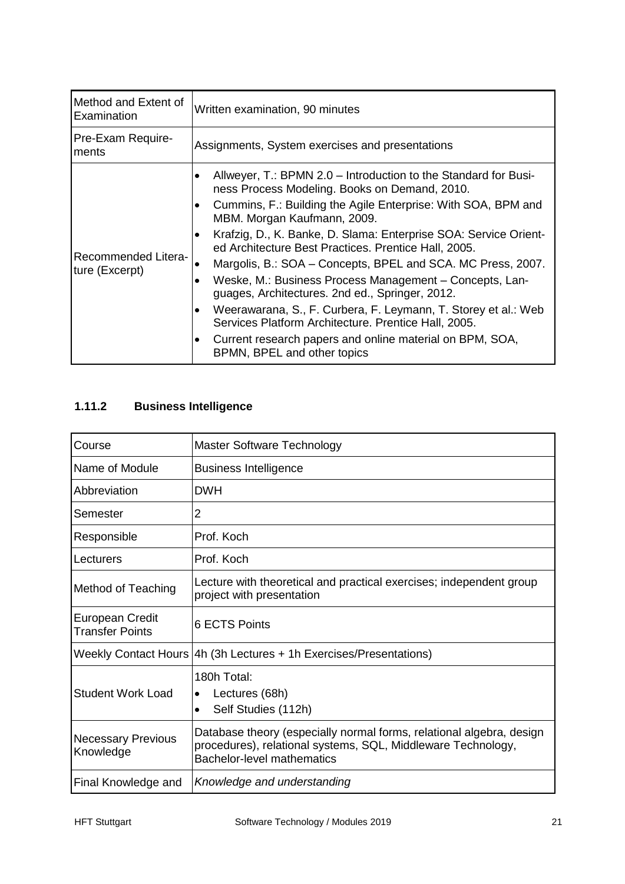| | |
|---|---|
| Method and Extent of Examination | Written examination, 90 minutes |
| Pre-Exam Requirements | Assignments, System exercises and presentations |
| Recommended Literature (Excerpt) | • Allweyer, T.: BPMN 2.0 – Introduction to the Standard for Business Process Modeling. Books on Demand, 2010.<br>• Cummins, F.: Building the Agile Enterprise: With SOA, BPM and MBM. Morgan Kaufmann, 2009.<br>• Krafzig, D., K. Banke, D. Slama: Enterprise SOA: Service Oriented Architecture Best Practices. Prentice Hall, 2005.<br>• Margolis, B.: SOA – Concepts, BPEL and SCA. MC Press, 2007.<br>• Weske, M.: Business Process Management – Concepts, Languages, Architectures. 2nd ed., Springer, 2012.<br>• Weerawarana, S., F. Curbera, F. Leymann, T. Storey et al.: Web Services Platform Architecture. Prentice Hall, 2005.<br>• Current research papers and online material on BPM, SOA, BPMN, BPEL and other topics |

### 1.11.2 Business Intelligence

| Course | Master Software Technology |
|---|---|
| Name of Module | Business Intelligence |
| Abbreviation | DWH |
| Semester | 2 |
| Responsible | Prof. Koch |
| Lecturers | Prof. Koch |
| Method of Teaching | Lecture with theoretical and practical exercises; independent group project with presentation |
| European Credit Transfer Points | 6 ECTS Points |
| Weekly Contact Hours | 4h (3h Lectures + 1h Exercises/Presentations) |
| Student Work Load | 180h Total:<br>• Lectures (68h)<br>• Self Studies (112h) |
| Necessary Previous Knowledge | Database theory (especially normal forms, relational algebra, design procedures), relational systems, SQL, Middleware Technology, Bachelor-level mathematics |
| Final Knowledge and | *Knowledge and understanding* |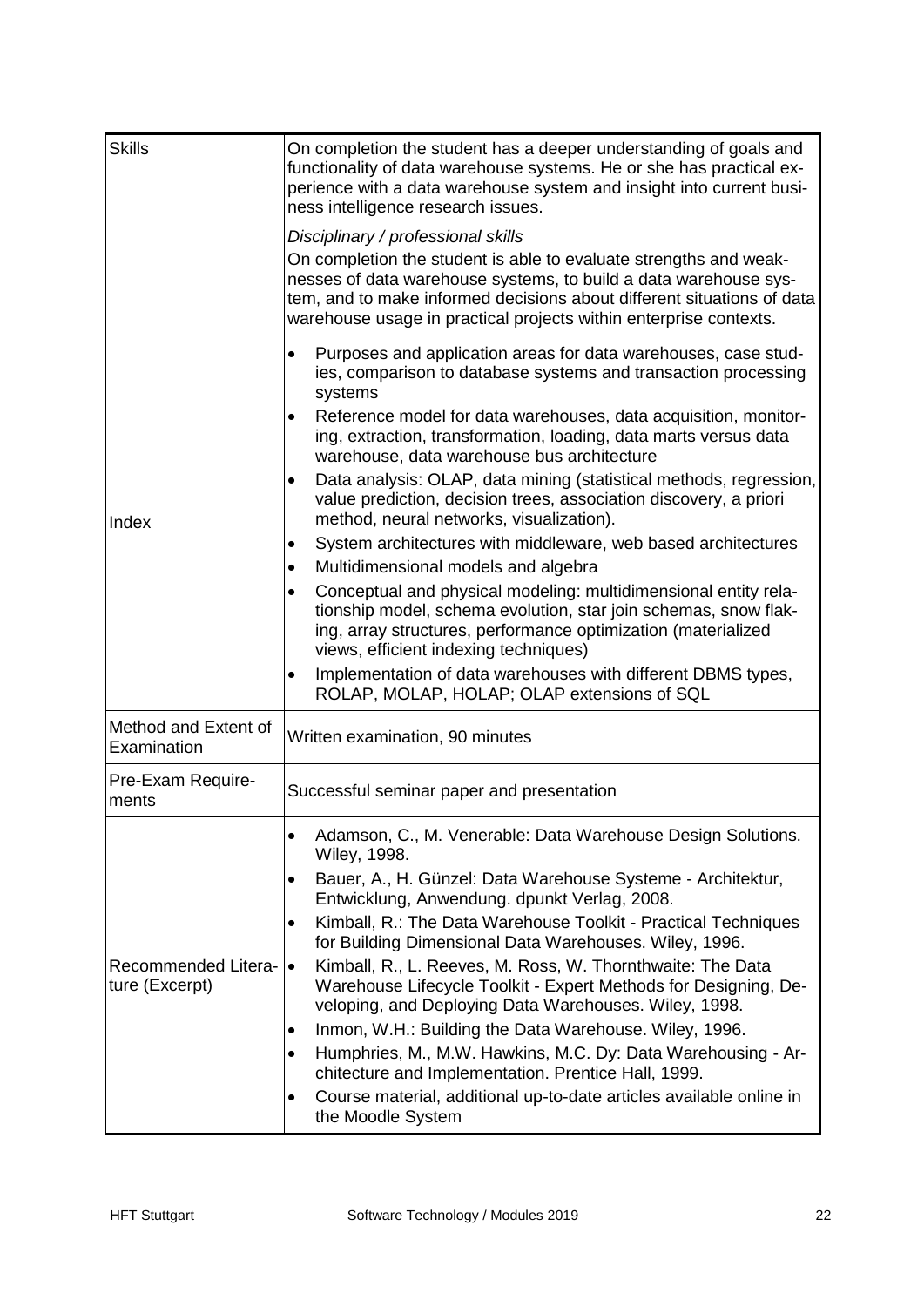| | |
|---|---|
| Skills | On completion the student has a deeper understanding of goals and functionality of data warehouse systems. He or she has practical experience with a data warehouse system and insight into current business intelligence research issues.<br><br>*Disciplinary / professional skills*<br>On completion the student is able to evaluate strengths and weaknesses of data warehouse systems, to build a data warehouse system, and to make informed decisions about different situations of data warehouse usage in practical projects within enterprise contexts. |
| Index | • Purposes and application areas for data warehouses, case studies, comparison to database systems and transaction processing systems<br>• Reference model for data warehouses, data acquisition, monitoring, extraction, transformation, loading, data marts versus data warehouse, data warehouse bus architecture<br>• Data analysis: OLAP, data mining (statistical methods, regression, value prediction, decision trees, association discovery, a priori method, neural networks, visualization).<br>• System architectures with middleware, web based architectures<br>• Multidimensional models and algebra<br>• Conceptual and physical modeling: multidimensional entity relationship model, schema evolution, star join schemas, snow flaking, array structures, performance optimization (materialized views, efficient indexing techniques)<br>• Implementation of data warehouses with different DBMS types, ROLAP, MOLAP, HOLAP; OLAP extensions of SQL |
| Method and Extent of Examination | Written examination, 90 minutes |
| Pre-Exam Requirements | Successful seminar paper and presentation |
| Recommended Literature (Excerpt) | • Adamson, C., M. Venerable: Data Warehouse Design Solutions. Wiley, 1998.<br>• Bauer, A., H. Günzel: Data Warehouse Systeme - Architektur, Entwicklung, Anwendung. dpunkt Verlag, 2008.<br>• Kimball, R.: The Data Warehouse Toolkit - Practical Techniques for Building Dimensional Data Warehouses. Wiley, 1996.<br>• Kimball, R., L. Reeves, M. Ross, W. Thornthwaite: The Data Warehouse Lifecycle Toolkit - Expert Methods for Designing, Developing, and Deploying Data Warehouses. Wiley, 1998.<br>• Inmon, W.H.: Building the Data Warehouse. Wiley, 1996.<br>• Humphries, M., M.W. Hawkins, M.C. Dy: Data Warehousing - Architecture and Implementation. Prentice Hall, 1999.<br>• Course material, additional up-to-date articles available online in the Moodle System |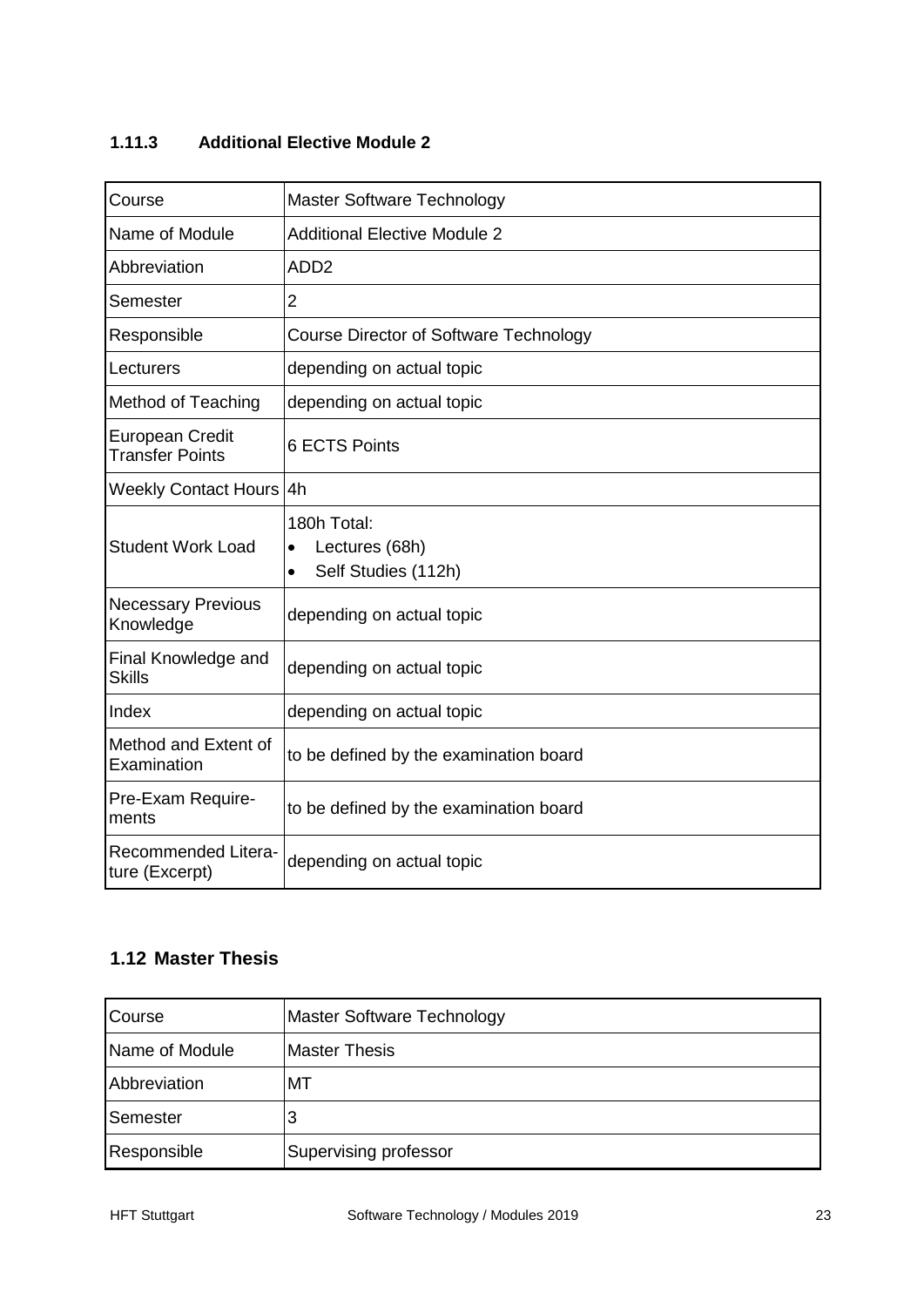### 1.11.3 Additional Elective Module 2

| Course | Master Software Technology |
|---|---|
| Name of Module | Additional Elective Module 2 |
| Abbreviation | ADD2 |
| Semester | 2 |
| Responsible | Course Director of Software Technology |
| Lecturers | depending on actual topic |
| Method of Teaching | depending on actual topic |
| European Credit Transfer Points | 6 ECTS Points |
| Weekly Contact Hours | 4h |
| Student Work Load | 180h Total:<br>• Lectures (68h)<br>• Self Studies (112h) |
| Necessary Previous Knowledge | depending on actual topic |
| Final Knowledge and Skills | depending on actual topic |
| Index | depending on actual topic |
| Method and Extent of Examination | to be defined by the examination board |
| Pre-Exam Requirements | to be defined by the examination board |
| Recommended Literature (Excerpt) | depending on actual topic |

## 1.12 Master Thesis

| Course | Master Software Technology |
|---|---|
| Name of Module | Master Thesis |
| Abbreviation | MT |
| Semester | 3 |
| Responsible | Supervising professor |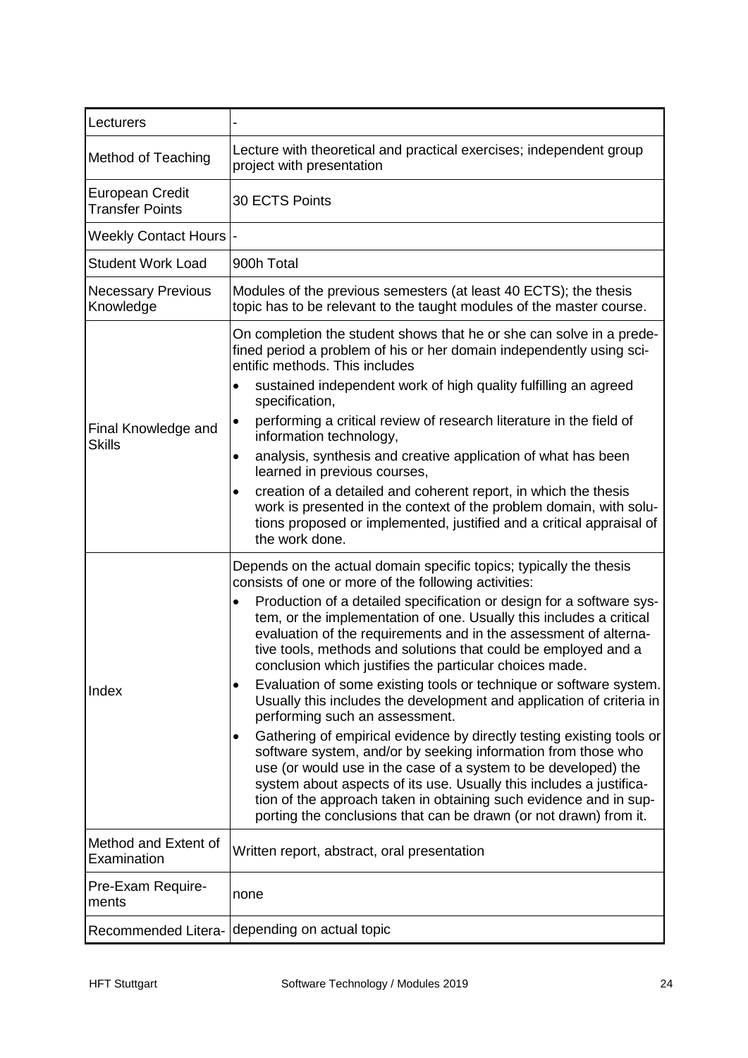| | |
|---|---|
| Lecturers | - |
| Method of Teaching | Lecture with theoretical and practical exercises; independent group project with presentation |
| European Credit Transfer Points | 30 ECTS Points |
| Weekly Contact Hours | - |
| Student Work Load | 900h Total |
| Necessary Previous Knowledge | Modules of the previous semesters (at least 40 ECTS); the thesis topic has to be relevant to the taught modules of the master course. |
| Final Knowledge and Skills | On completion the student shows that he or she can solve in a predefined period a problem of his or her domain independently using scientific methods. This includes<br>• sustained independent work of high quality fulfilling an agreed specification,<br>• performing a critical review of research literature in the field of information technology,<br>• analysis, synthesis and creative application of what has been learned in previous courses,<br>• creation of a detailed and coherent report, in which the thesis work is presented in the context of the problem domain, with solutions proposed or implemented, justified and a critical appraisal of the work done. |
| Index | Depends on the actual domain specific topics; typically the thesis consists of one or more of the following activities:<br>• Production of a detailed specification or design for a software system, or the implementation of one. Usually this includes a critical evaluation of the requirements and in the assessment of alternative tools, methods and solutions that could be employed and a conclusion which justifies the particular choices made.<br>• Evaluation of some existing tools or technique or software system. Usually this includes the development and application of criteria in performing such an assessment.<br>• Gathering of empirical evidence by directly testing existing tools or software system, and/or by seeking information from those who use (or would use in the case of a system to be developed) the system about aspects of its use. Usually this includes a justification of the approach taken in obtaining such evidence and in supporting the conclusions that can be drawn (or not drawn) from it. |
| Method and Extent of Examination | Written report, abstract, oral presentation |
| Pre-Exam Requirements | none |
| Recommended Litera- | depending on actual topic |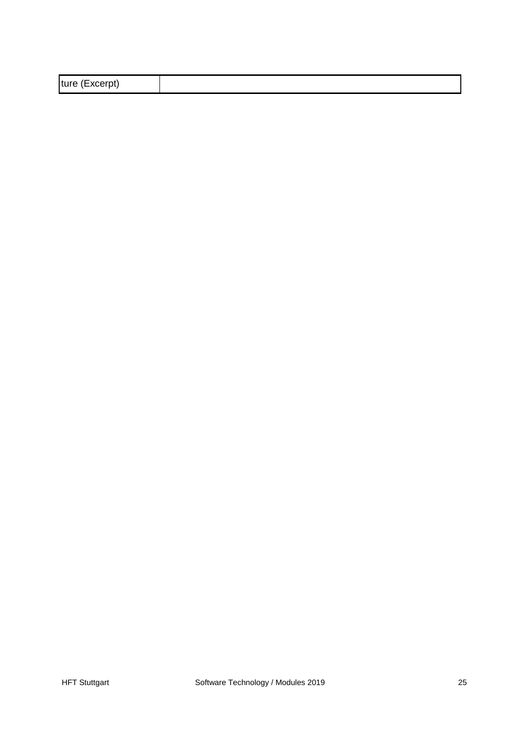| | |
|---|---|
| ture (Excerpt) | |